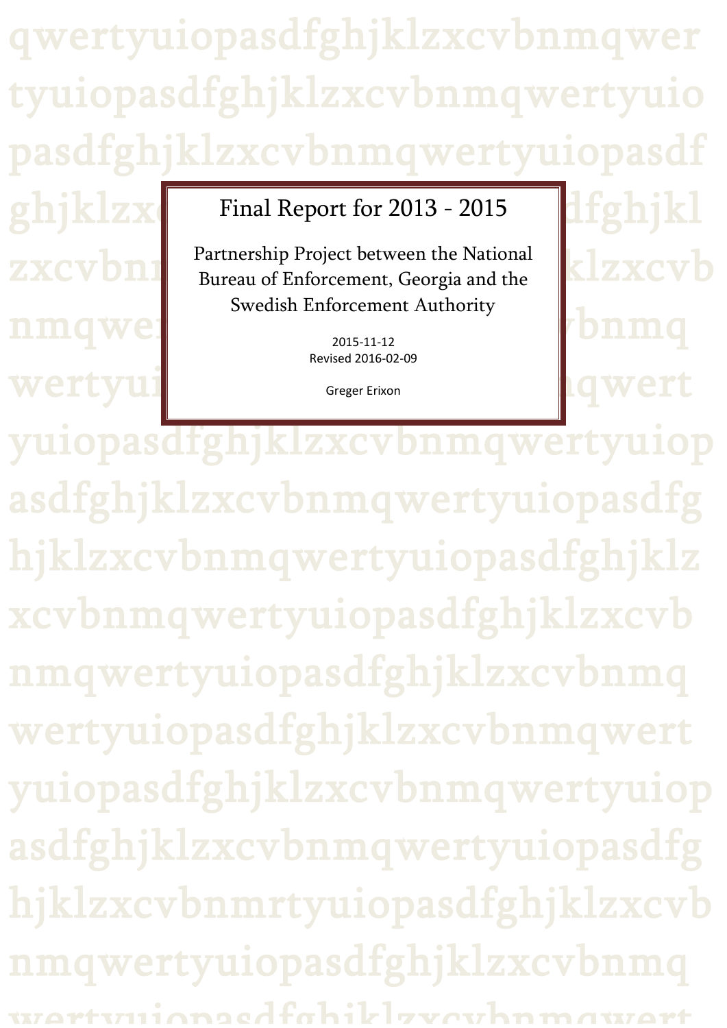# Final Report for 2013 - 2015

## Partnership Project between the National Bureau of Enforcement, Georgia and the Swedish Enforcement Authority

2015-11-12
Revised 2016-02-09

Greger Erixon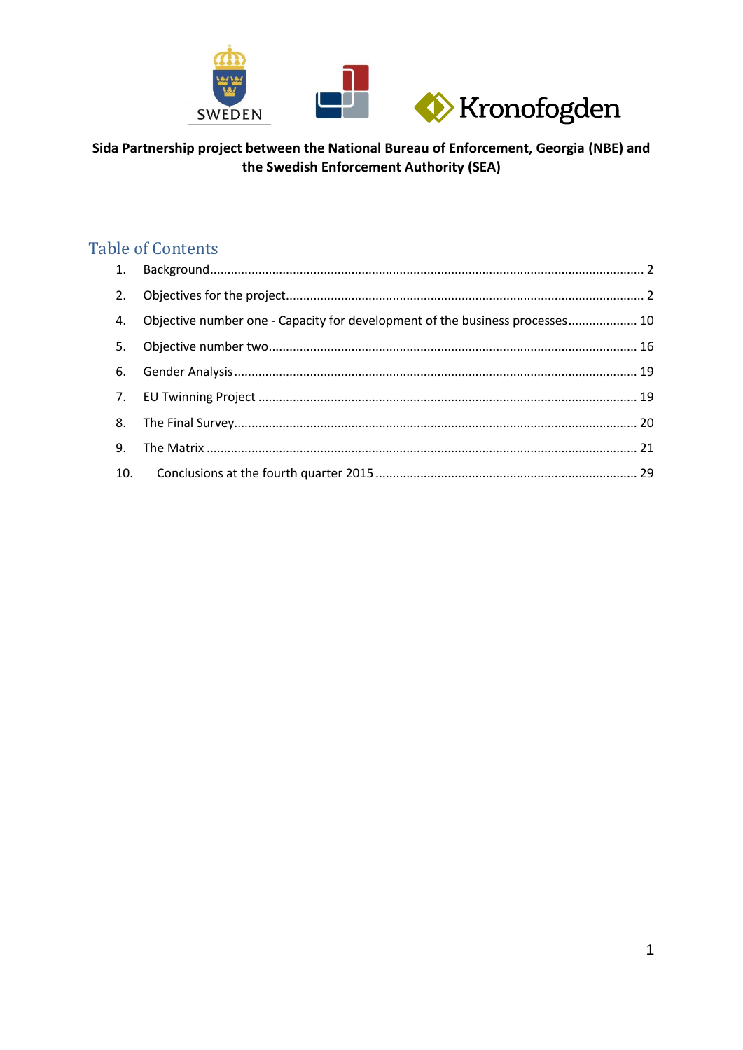**Sida Partnership project between the National Bureau of Enforcement, Georgia (NBE) and the Swedish Enforcement Authority (SEA)**

## Table of Contents

1. Background ........ 2
2. Objectives for the project ........ 2
4. Objective number one - Capacity for development of the business processes ........ 10
5. Objective number two ........ 16
6. Gender Analysis ........ 19
7. EU Twinning Project ........ 19
8. The Final Survey ........ 20
9. The Matrix ........ 21
10. Conclusions at the fourth quarter 2015 ........ 29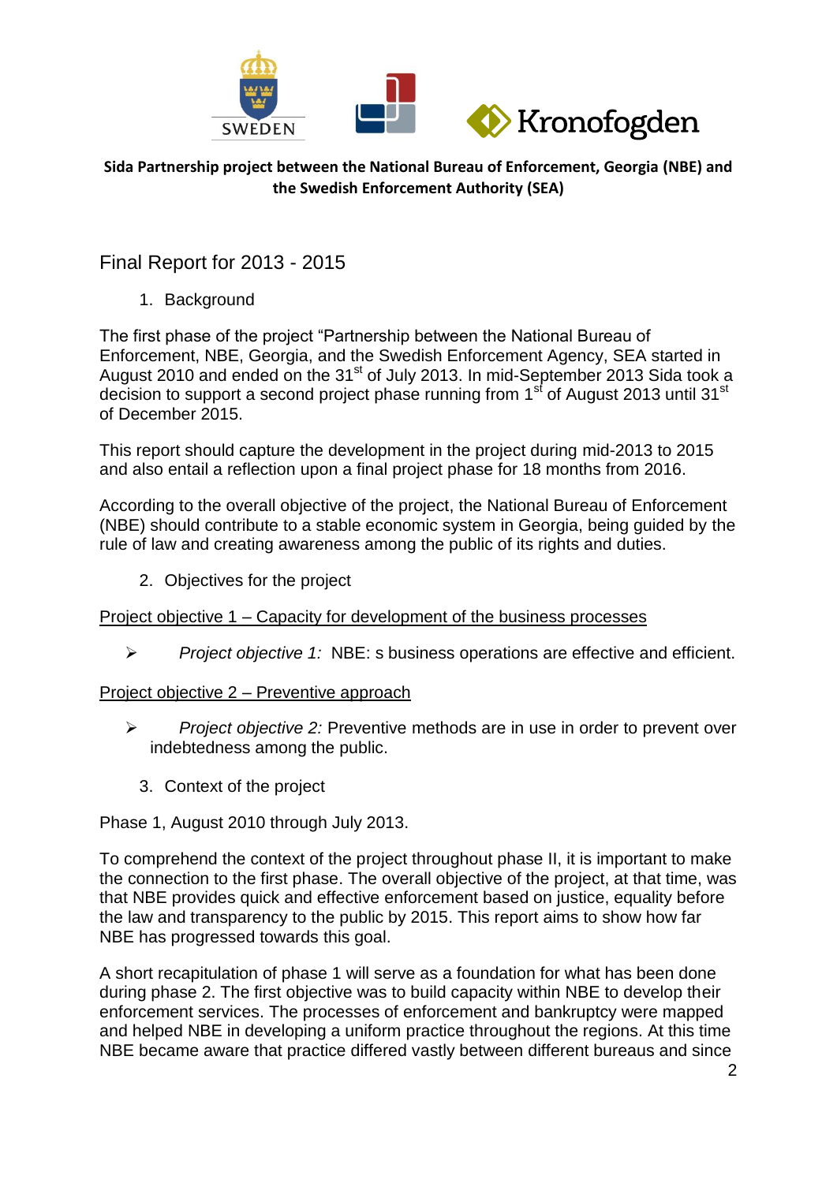**Sida Partnership project between the National Bureau of Enforcement, Georgia (NBE) and the Swedish Enforcement Authority (SEA)**

# Final Report for 2013 - 2015

## 1. Background

The first phase of the project "Partnership between the National Bureau of Enforcement, NBE, Georgia, and the Swedish Enforcement Agency, SEA started in August 2010 and ended on the 31st of July 2013. In mid-September 2013 Sida took a decision to support a second project phase running from 1st of August 2013 until 31st of December 2015.

This report should capture the development in the project during mid-2013 to 2015 and also entail a reflection upon a final project phase for 18 months from 2016.

According to the overall objective of the project, the National Bureau of Enforcement (NBE) should contribute to a stable economic system in Georgia, being guided by the rule of law and creating awareness among the public of its rights and duties.

## 2. Objectives for the project

<u>Project objective 1 – Capacity for development of the business processes</u>

- *Project objective 1:* NBE: s business operations are effective and efficient.

<u>Project objective 2 – Preventive approach</u>

- *Project objective 2:* Preventive methods are in use in order to prevent over indebtedness among the public.

## 3. Context of the project

Phase 1, August 2010 through July 2013.

To comprehend the context of the project throughout phase II, it is important to make the connection to the first phase. The overall objective of the project, at that time, was that NBE provides quick and effective enforcement based on justice, equality before the law and transparency to the public by 2015. This report aims to show how far NBE has progressed towards this goal.

A short recapitulation of phase 1 will serve as a foundation for what has been done during phase 2. The first objective was to build capacity within NBE to develop their enforcement services. The processes of enforcement and bankruptcy were mapped and helped NBE in developing a uniform practice throughout the regions. At this time NBE became aware that practice differed vastly between different bureaus and since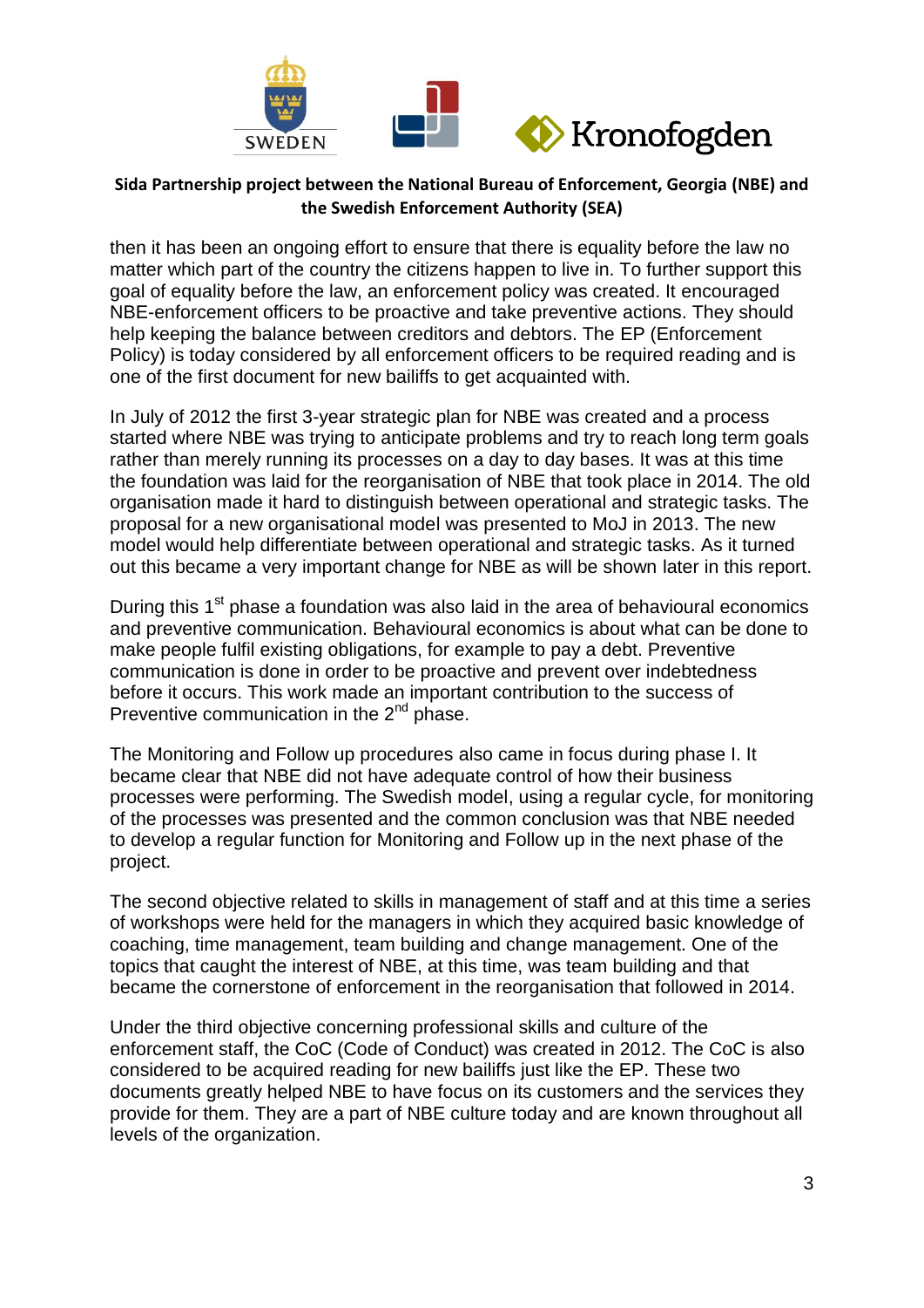then it has been an ongoing effort to ensure that there is equality before the law no matter which part of the country the citizens happen to live in. To further support this goal of equality before the law, an enforcement policy was created. It encouraged NBE-enforcement officers to be proactive and take preventive actions. They should help keeping the balance between creditors and debtors. The EP (Enforcement Policy) is today considered by all enforcement officers to be required reading and is one of the first document for new bailiffs to get acquainted with.

In July of 2012 the first 3-year strategic plan for NBE was created and a process started where NBE was trying to anticipate problems and try to reach long term goals rather than merely running its processes on a day to day bases. It was at this time the foundation was laid for the reorganisation of NBE that took place in 2014. The old organisation made it hard to distinguish between operational and strategic tasks. The proposal for a new organisational model was presented to MoJ in 2013. The new model would help differentiate between operational and strategic tasks. As it turned out this became a very important change for NBE as will be shown later in this report.

During this 1st phase a foundation was also laid in the area of behavioural economics and preventive communication. Behavioural economics is about what can be done to make people fulfil existing obligations, for example to pay a debt. Preventive communication is done in order to be proactive and prevent over indebtedness before it occurs. This work made an important contribution to the success of Preventive communication in the 2nd phase.

The Monitoring and Follow up procedures also came in focus during phase I. It became clear that NBE did not have adequate control of how their business processes were performing. The Swedish model, using a regular cycle, for monitoring of the processes was presented and the common conclusion was that NBE needed to develop a regular function for Monitoring and Follow up in the next phase of the project.

The second objective related to skills in management of staff and at this time a series of workshops were held for the managers in which they acquired basic knowledge of coaching, time management, team building and change management. One of the topics that caught the interest of NBE, at this time, was team building and that became the cornerstone of enforcement in the reorganisation that followed in 2014.

Under the third objective concerning professional skills and culture of the enforcement staff, the CoC (Code of Conduct) was created in 2012. The CoC is also considered to be acquired reading for new bailiffs just like the EP. These two documents greatly helped NBE to have focus on its customers and the services they provide for them. They are a part of NBE culture today and are known throughout all levels of the organization.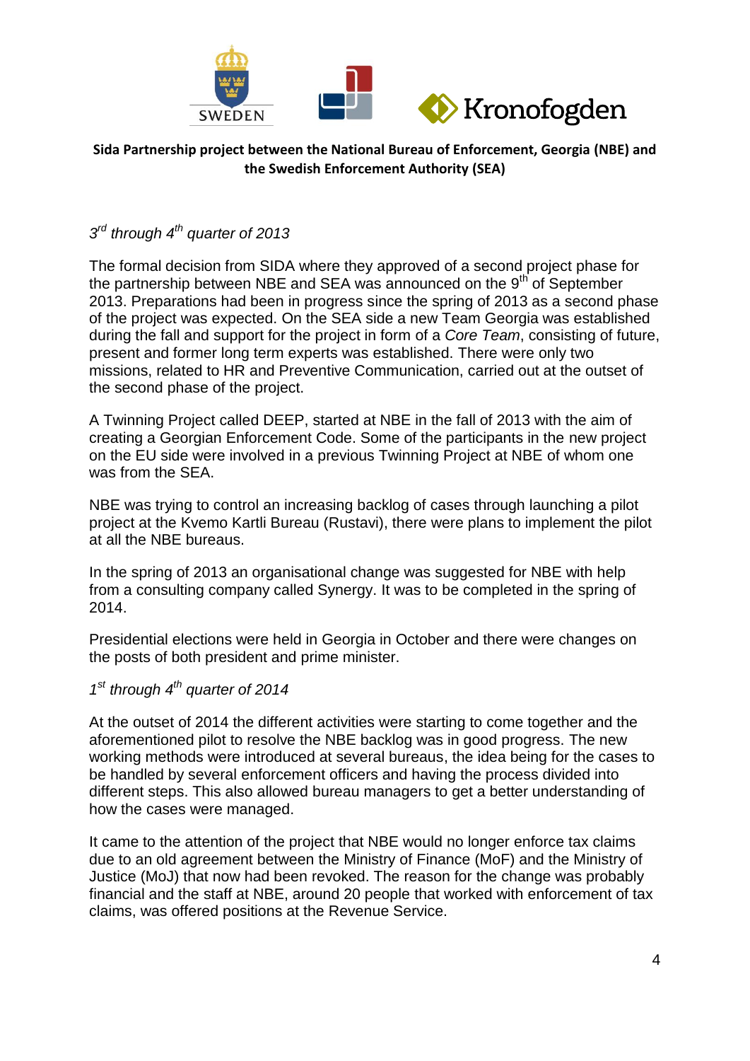**Sida Partnership project between the National Bureau of Enforcement, Georgia (NBE) and the Swedish Enforcement Authority (SEA)**

*3rd through 4th quarter of 2013*

The formal decision from SIDA where they approved of a second project phase for the partnership between NBE and SEA was announced on the 9th of September 2013. Preparations had been in progress since the spring of 2013 as a second phase of the project was expected. On the SEA side a new Team Georgia was established during the fall and support for the project in form of a *Core Team*, consisting of future, present and former long term experts was established. There were only two missions, related to HR and Preventive Communication, carried out at the outset of the second phase of the project.

A Twinning Project called DEEP, started at NBE in the fall of 2013 with the aim of creating a Georgian Enforcement Code. Some of the participants in the new project on the EU side were involved in a previous Twinning Project at NBE of whom one was from the SEA.

NBE was trying to control an increasing backlog of cases through launching a pilot project at the Kvemo Kartli Bureau (Rustavi), there were plans to implement the pilot at all the NBE bureaus.

In the spring of 2013 an organisational change was suggested for NBE with help from a consulting company called Synergy. It was to be completed in the spring of 2014.

Presidential elections were held in Georgia in October and there were changes on the posts of both president and prime minister.

*1st through 4th quarter of 2014*

At the outset of 2014 the different activities were starting to come together and the aforementioned pilot to resolve the NBE backlog was in good progress. The new working methods were introduced at several bureaus, the idea being for the cases to be handled by several enforcement officers and having the process divided into different steps. This also allowed bureau managers to get a better understanding of how the cases were managed.

It came to the attention of the project that NBE would no longer enforce tax claims due to an old agreement between the Ministry of Finance (MoF) and the Ministry of Justice (MoJ) that now had been revoked. The reason for the change was probably financial and the staff at NBE, around 20 people that worked with enforcement of tax claims, was offered positions at the Revenue Service.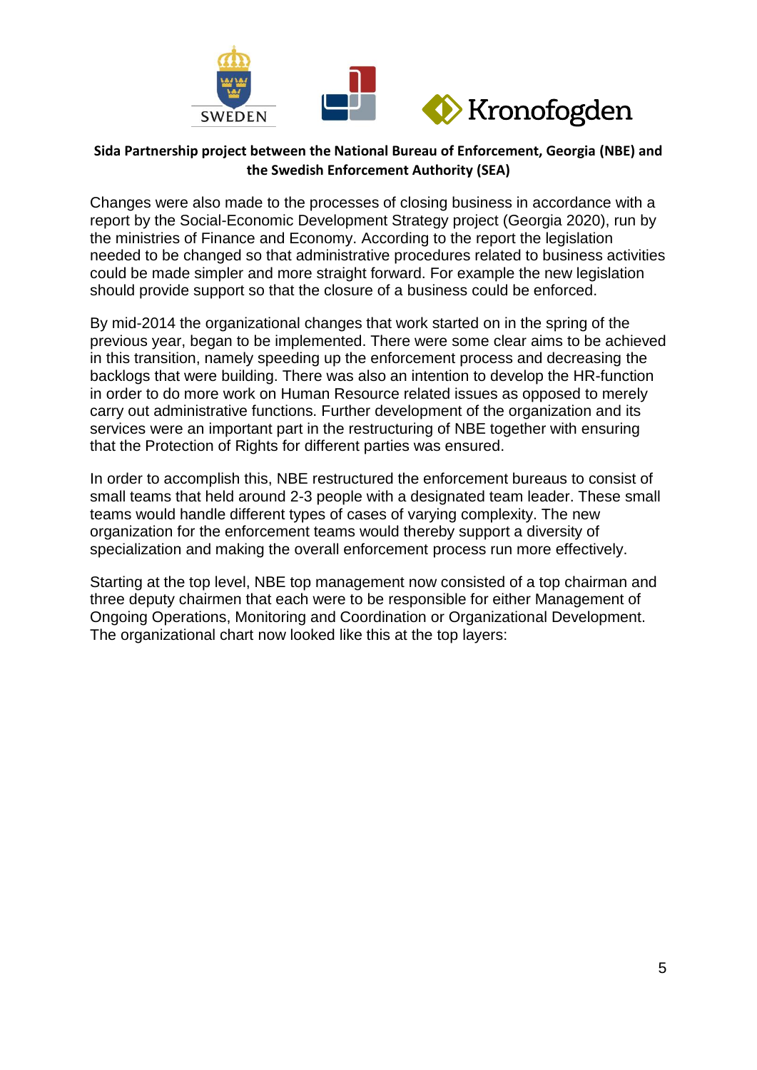Changes were also made to the processes of closing business in accordance with a report by the Social-Economic Development Strategy project (Georgia 2020), run by the ministries of Finance and Economy. According to the report the legislation needed to be changed so that administrative procedures related to business activities could be made simpler and more straight forward. For example the new legislation should provide support so that the closure of a business could be enforced.

By mid-2014 the organizational changes that work started on in the spring of the previous year, began to be implemented. There were some clear aims to be achieved in this transition, namely speeding up the enforcement process and decreasing the backlogs that were building. There was also an intention to develop the HR-function in order to do more work on Human Resource related issues as opposed to merely carry out administrative functions. Further development of the organization and its services were an important part in the restructuring of NBE together with ensuring that the Protection of Rights for different parties was ensured.

In order to accomplish this, NBE restructured the enforcement bureaus to consist of small teams that held around 2-3 people with a designated team leader. These small teams would handle different types of cases of varying complexity. The new organization for the enforcement teams would thereby support a diversity of specialization and making the overall enforcement process run more effectively.

Starting at the top level, NBE top management now consisted of a top chairman and three deputy chairmen that each were to be responsible for either Management of Ongoing Operations, Monitoring and Coordination or Organizational Development. The organizational chart now looked like this at the top layers: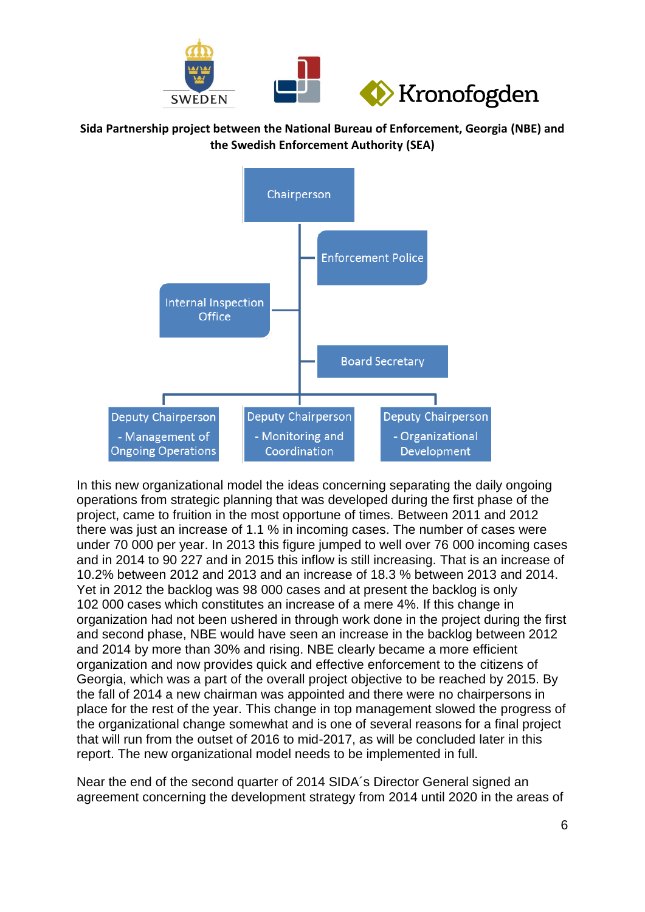**Sida Partnership project between the National Bureau of Enforcement, Georgia (NBE) and the Swedish Enforcement Authority (SEA)**

- Chairperson
  - Enforcement Police
  - Internal Inspection Office
  - Board Secretary
  - Deputy Chairperson - Management of Ongoing Operations
  - Deputy Chairperson - Monitoring and Coordination
  - Deputy Chairperson - Organizational Development

In this new organizational model the ideas concerning separating the daily ongoing operations from strategic planning that was developed during the first phase of the project, came to fruition in the most opportune of times. Between 2011 and 2012 there was just an increase of 1.1 % in incoming cases. The number of cases were under 70 000 per year. In 2013 this figure jumped to well over 76 000 incoming cases and in 2014 to 90 227 and in 2015 this inflow is still increasing. That is an increase of 10.2% between 2012 and 2013 and an increase of 18.3 % between 2013 and 2014. Yet in 2012 the backlog was 98 000 cases and at present the backlog is only 102 000 cases which constitutes an increase of a mere 4%. If this change in organization had not been ushered in through work done in the project during the first and second phase, NBE would have seen an increase in the backlog between 2012 and 2014 by more than 30% and rising. NBE clearly became a more efficient organization and now provides quick and effective enforcement to the citizens of Georgia, which was a part of the overall project objective to be reached by 2015. By the fall of 2014 a new chairman was appointed and there were no chairpersons in place for the rest of the year. This change in top management slowed the progress of the organizational change somewhat and is one of several reasons for a final project that will run from the outset of 2016 to mid-2017, as will be concluded later in this report. The new organizational model needs to be implemented in full.

Near the end of the second quarter of 2014 SIDA´s Director General signed an agreement concerning the development strategy from 2014 until 2020 in the areas of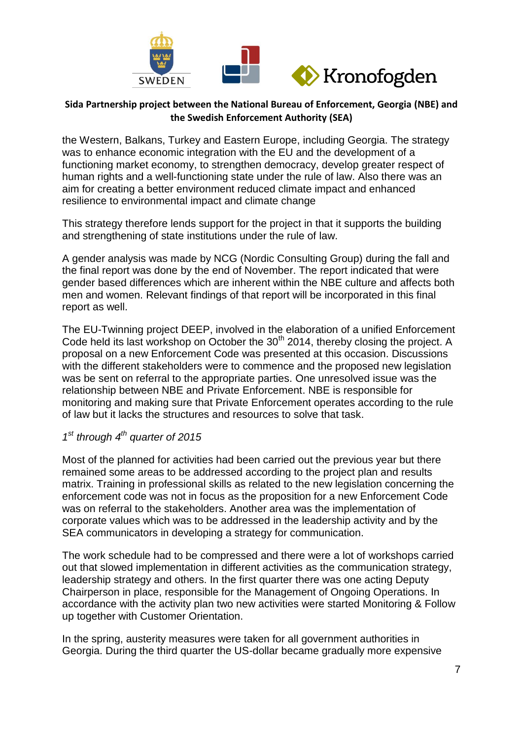the Western, Balkans, Turkey and Eastern Europe, including Georgia. The strategy was to enhance economic integration with the EU and the development of a functioning market economy, to strengthen democracy, develop greater respect of human rights and a well-functioning state under the rule of law. Also there was an aim for creating a better environment reduced climate impact and enhanced resilience to environmental impact and climate change

This strategy therefore lends support for the project in that it supports the building and strengthening of state institutions under the rule of law.

A gender analysis was made by NCG (Nordic Consulting Group) during the fall and the final report was done by the end of November. The report indicated that were gender based differences which are inherent within the NBE culture and affects both men and women. Relevant findings of that report will be incorporated in this final report as well.

The EU-Twinning project DEEP, involved in the elaboration of a unified Enforcement Code held its last workshop on October the 30th 2014, thereby closing the project. A proposal on a new Enforcement Code was presented at this occasion. Discussions with the different stakeholders were to commence and the proposed new legislation was be sent on referral to the appropriate parties. One unresolved issue was the relationship between NBE and Private Enforcement. NBE is responsible for monitoring and making sure that Private Enforcement operates according to the rule of law but it lacks the structures and resources to solve that task.

*1st through 4th quarter of 2015*

Most of the planned for activities had been carried out the previous year but there remained some areas to be addressed according to the project plan and results matrix. Training in professional skills as related to the new legislation concerning the enforcement code was not in focus as the proposition for a new Enforcement Code was on referral to the stakeholders. Another area was the implementation of corporate values which was to be addressed in the leadership activity and by the SEA communicators in developing a strategy for communication.

The work schedule had to be compressed and there were a lot of workshops carried out that slowed implementation in different activities as the communication strategy, leadership strategy and others. In the first quarter there was one acting Deputy Chairperson in place, responsible for the Management of Ongoing Operations. In accordance with the activity plan two new activities were started Monitoring & Follow up together with Customer Orientation.

In the spring, austerity measures were taken for all government authorities in Georgia. During the third quarter the US-dollar became gradually more expensive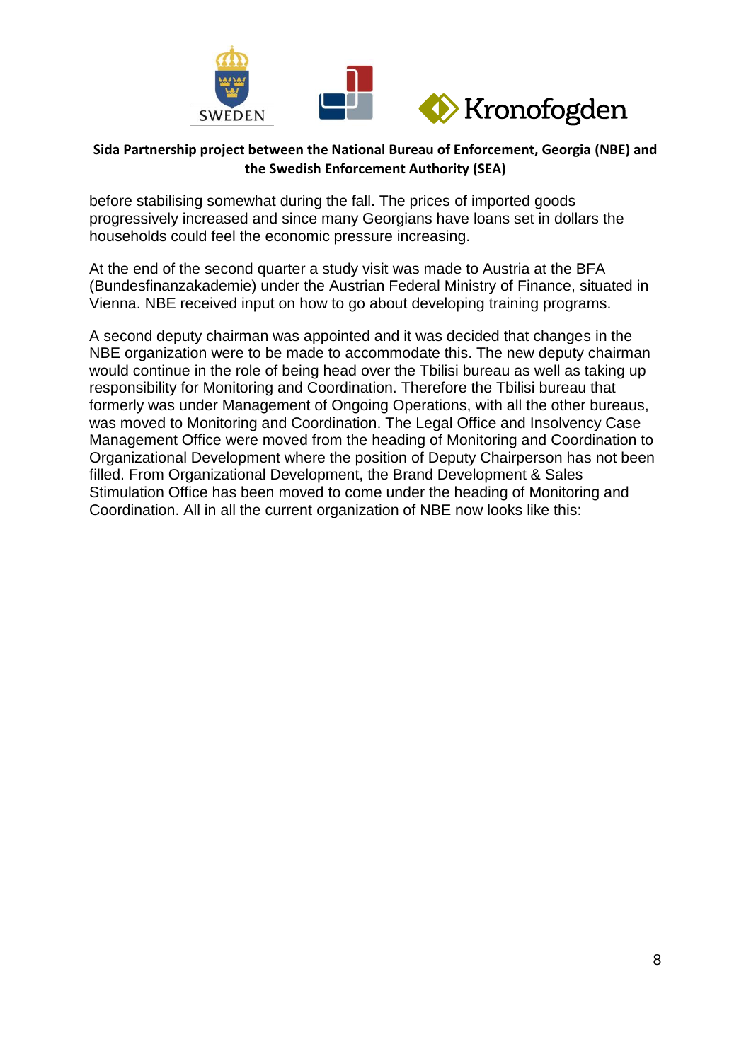before stabilising somewhat during the fall. The prices of imported goods progressively increased and since many Georgians have loans set in dollars the households could feel the economic pressure increasing.

At the end of the second quarter a study visit was made to Austria at the BFA (Bundesfinanzakademie) under the Austrian Federal Ministry of Finance, situated in Vienna. NBE received input on how to go about developing training programs.

A second deputy chairman was appointed and it was decided that changes in the NBE organization were to be made to accommodate this. The new deputy chairman would continue in the role of being head over the Tbilisi bureau as well as taking up responsibility for Monitoring and Coordination. Therefore the Tbilisi bureau that formerly was under Management of Ongoing Operations, with all the other bureaus, was moved to Monitoring and Coordination. The Legal Office and Insolvency Case Management Office were moved from the heading of Monitoring and Coordination to Organizational Development where the position of Deputy Chairperson has not been filled. From Organizational Development, the Brand Development & Sales Stimulation Office has been moved to come under the heading of Monitoring and Coordination. All in all the current organization of NBE now looks like this: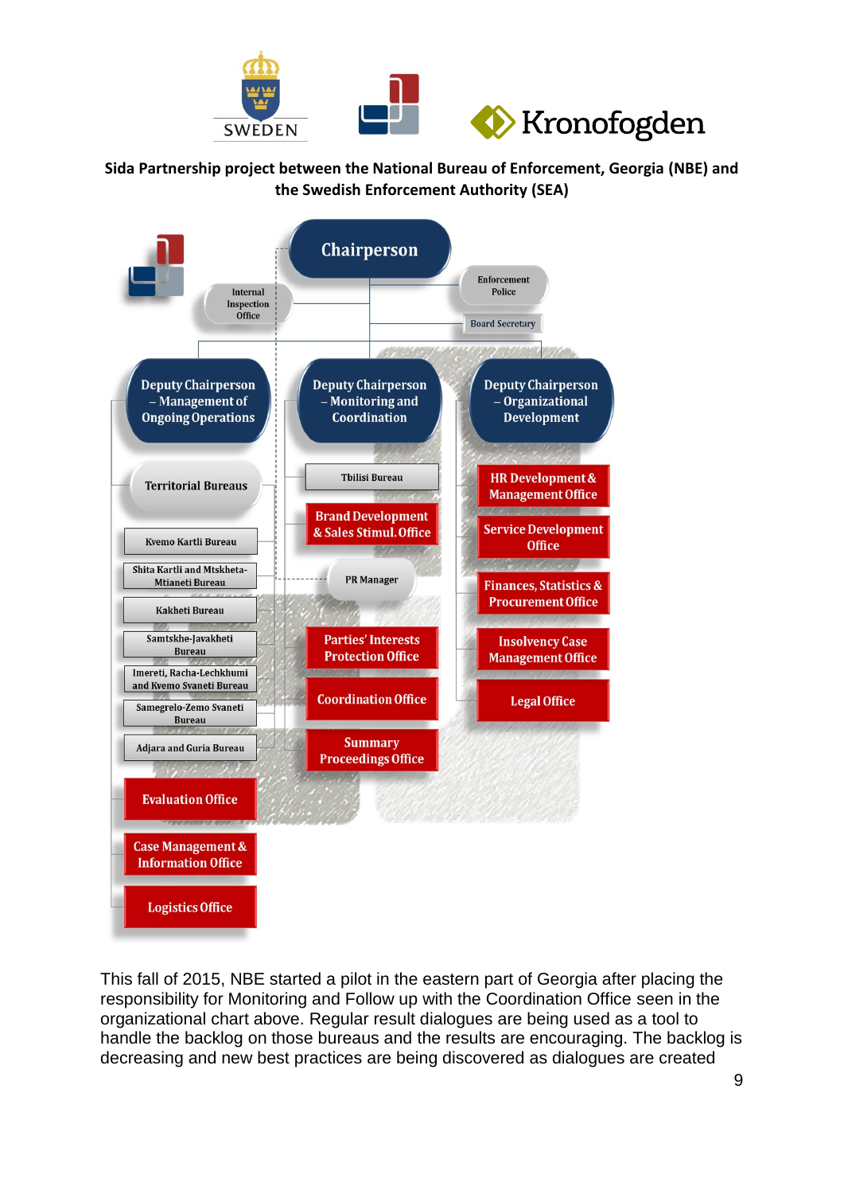- **Chairperson**
  - Internal Inspection Office
  - Enforcement Police
  - Board Secretary
  - **Deputy Chairperson – Management of Ongoing Operations**
    - Territorial Bureaus
      - Kvemo Kartli Bureau
      - Shita Kartli and Mtskheta-Mtianeti Bureau
      - Kakheti Bureau
      - Samtskhe-Javakheti Bureau
      - Imereti, Racha-Lechkhumi and Kvemo Svaneti Bureau
      - Samegrelo-Zemo Svaneti Bureau
      - Adjara and Guria Bureau
    - Evaluation Office
    - Case Management & Information Office
    - Logistics Office
  - **Deputy Chairperson – Monitoring and Coordination**
    - Tbilisi Bureau
    - Brand Development & Sales Stimul. Office
    - PR Manager
    - Parties' Interests Protection Office
    - Coordination Office
    - Summary Proceedings Office
  - **Deputy Chairperson – Organizational Development**
    - HR Development & Management Office
    - Service Development Office
    - Finances, Statistics & Procurement Office
    - Insolvency Case Management Office
    - Legal Office

This fall of 2015, NBE started a pilot in the eastern part of Georgia after placing the responsibility for Monitoring and Follow up with the Coordination Office seen in the organizational chart above. Regular result dialogues are being used as a tool to handle the backlog on those bureaus and the results are encouraging. The backlog is decreasing and new best practices are being discovered as dialogues are created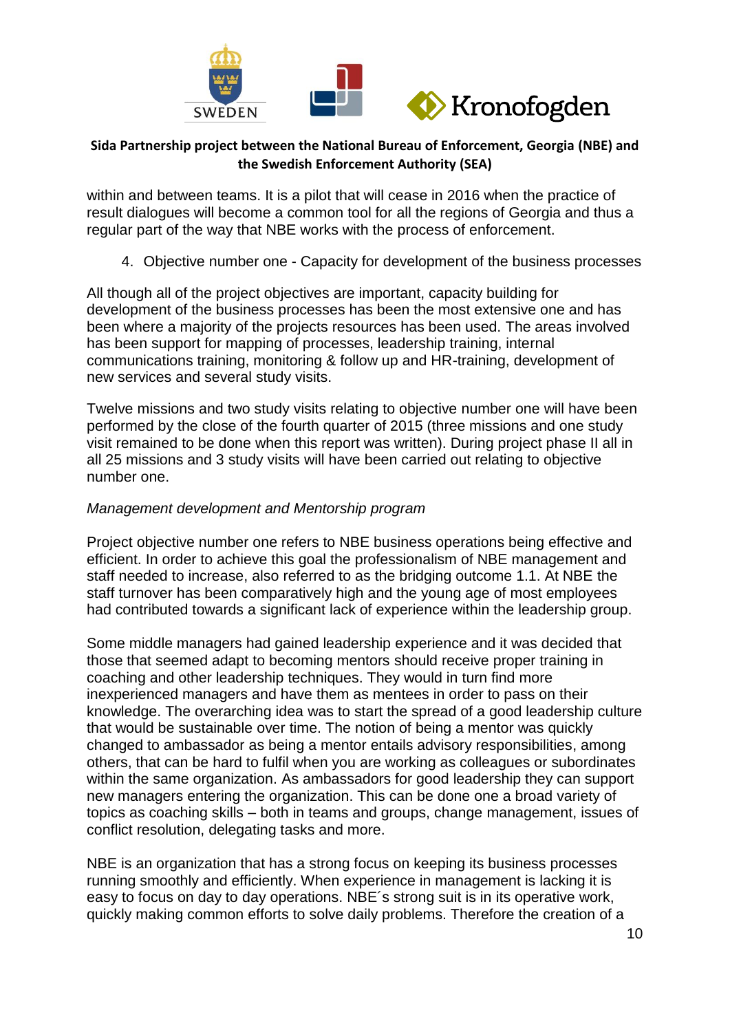within and between teams. It is a pilot that will cease in 2016 when the practice of result dialogues will become a common tool for all the regions of Georgia and thus a regular part of the way that NBE works with the process of enforcement.

4. Objective number one - Capacity for development of the business processes

All though all of the project objectives are important, capacity building for development of the business processes has been the most extensive one and has been where a majority of the projects resources has been used. The areas involved has been support for mapping of processes, leadership training, internal communications training, monitoring & follow up and HR-training, development of new services and several study visits.

Twelve missions and two study visits relating to objective number one will have been performed by the close of the fourth quarter of 2015 (three missions and one study visit remained to be done when this report was written). During project phase II all in all 25 missions and 3 study visits will have been carried out relating to objective number one.

*Management development and Mentorship program*

Project objective number one refers to NBE business operations being effective and efficient. In order to achieve this goal the professionalism of NBE management and staff needed to increase, also referred to as the bridging outcome 1.1. At NBE the staff turnover has been comparatively high and the young age of most employees had contributed towards a significant lack of experience within the leadership group.

Some middle managers had gained leadership experience and it was decided that those that seemed adapt to becoming mentors should receive proper training in coaching and other leadership techniques. They would in turn find more inexperienced managers and have them as mentees in order to pass on their knowledge. The overarching idea was to start the spread of a good leadership culture that would be sustainable over time. The notion of being a mentor was quickly changed to ambassador as being a mentor entails advisory responsibilities, among others, that can be hard to fulfil when you are working as colleagues or subordinates within the same organization. As ambassadors for good leadership they can support new managers entering the organization. This can be done one a broad variety of topics as coaching skills – both in teams and groups, change management, issues of conflict resolution, delegating tasks and more.

NBE is an organization that has a strong focus on keeping its business processes running smoothly and efficiently. When experience in management is lacking it is easy to focus on day to day operations. NBE´s strong suit is in its operative work, quickly making common efforts to solve daily problems. Therefore the creation of a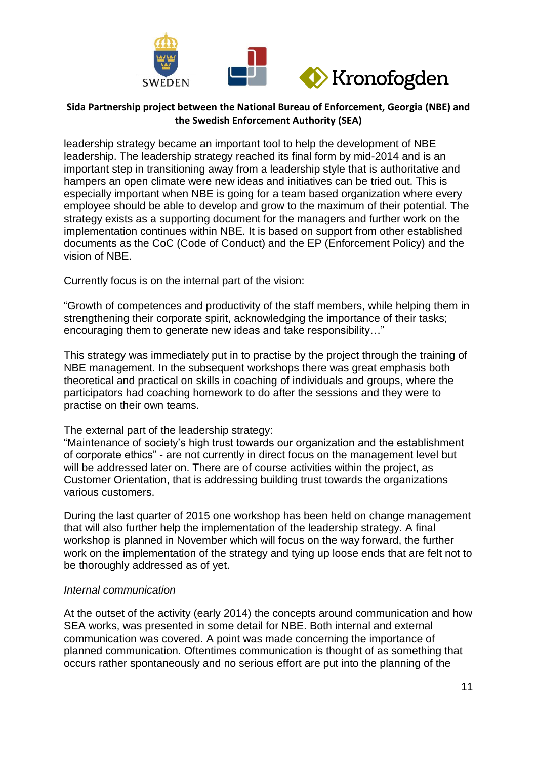leadership strategy became an important tool to help the development of NBE leadership. The leadership strategy reached its final form by mid-2014 and is an important step in transitioning away from a leadership style that is authoritative and hampers an open climate were new ideas and initiatives can be tried out. This is especially important when NBE is going for a team based organization where every employee should be able to develop and grow to the maximum of their potential. The strategy exists as a supporting document for the managers and further work on the implementation continues within NBE. It is based on support from other established documents as the CoC (Code of Conduct) and the EP (Enforcement Policy) and the vision of NBE.

Currently focus is on the internal part of the vision:

"Growth of competences and productivity of the staff members, while helping them in strengthening their corporate spirit, acknowledging the importance of their tasks; encouraging them to generate new ideas and take responsibility…"

This strategy was immediately put in to practise by the project through the training of NBE management. In the subsequent workshops there was great emphasis both theoretical and practical on skills in coaching of individuals and groups, where the participators had coaching homework to do after the sessions and they were to practise on their own teams.

The external part of the leadership strategy:
"Maintenance of society's high trust towards our organization and the establishment of corporate ethics" - are not currently in direct focus on the management level but will be addressed later on. There are of course activities within the project, as Customer Orientation, that is addressing building trust towards the organizations various customers.

During the last quarter of 2015 one workshop has been held on change management that will also further help the implementation of the leadership strategy. A final workshop is planned in November which will focus on the way forward, the further work on the implementation of the strategy and tying up loose ends that are felt not to be thoroughly addressed as of yet.

*Internal communication*

At the outset of the activity (early 2014) the concepts around communication and how SEA works, was presented in some detail for NBE. Both internal and external communication was covered. A point was made concerning the importance of planned communication. Oftentimes communication is thought of as something that occurs rather spontaneously and no serious effort are put into the planning of the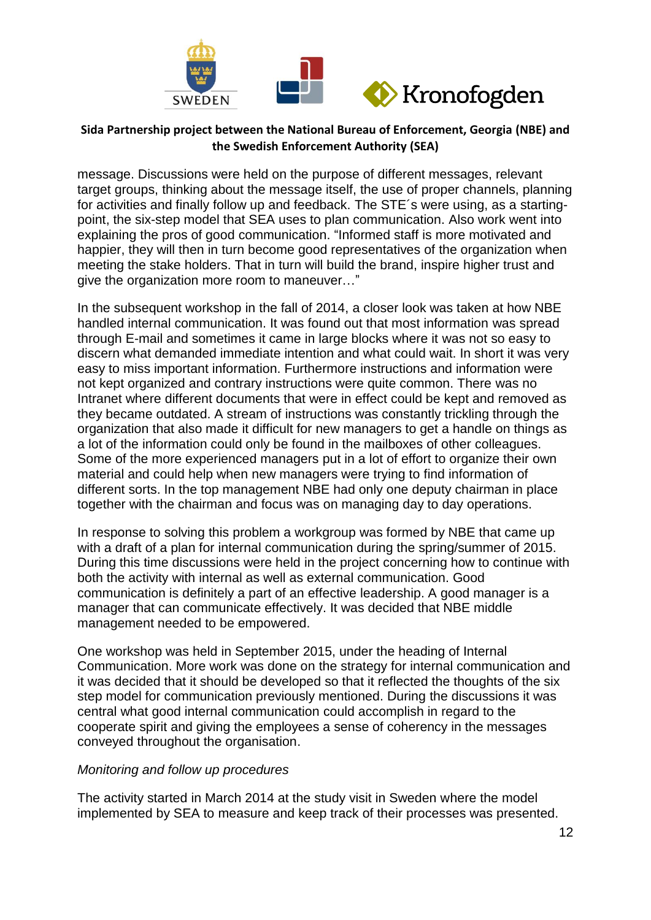message. Discussions were held on the purpose of different messages, relevant target groups, thinking about the message itself, the use of proper channels, planning for activities and finally follow up and feedback. The STE´s were using, as a starting-point, the six-step model that SEA uses to plan communication. Also work went into explaining the pros of good communication. “Informed staff is more motivated and happier, they will then in turn become good representatives of the organization when meeting the stake holders. That in turn will build the brand, inspire higher trust and give the organization more room to maneuver…”

In the subsequent workshop in the fall of 2014, a closer look was taken at how NBE handled internal communication. It was found out that most information was spread through E-mail and sometimes it came in large blocks where it was not so easy to discern what demanded immediate intention and what could wait. In short it was very easy to miss important information. Furthermore instructions and information were not kept organized and contrary instructions were quite common. There was no Intranet where different documents that were in effect could be kept and removed as they became outdated. A stream of instructions was constantly trickling through the organization that also made it difficult for new managers to get a handle on things as a lot of the information could only be found in the mailboxes of other colleagues. Some of the more experienced managers put in a lot of effort to organize their own material and could help when new managers were trying to find information of different sorts. In the top management NBE had only one deputy chairman in place together with the chairman and focus was on managing day to day operations.

In response to solving this problem a workgroup was formed by NBE that came up with a draft of a plan for internal communication during the spring/summer of 2015. During this time discussions were held in the project concerning how to continue with both the activity with internal as well as external communication. Good communication is definitely a part of an effective leadership. A good manager is a manager that can communicate effectively. It was decided that NBE middle management needed to be empowered.

One workshop was held in September 2015, under the heading of Internal Communication. More work was done on the strategy for internal communication and it was decided that it should be developed so that it reflected the thoughts of the six step model for communication previously mentioned. During the discussions it was central what good internal communication could accomplish in regard to the cooperate spirit and giving the employees a sense of coherency in the messages conveyed throughout the organisation.

*Monitoring and follow up procedures*

The activity started in March 2014 at the study visit in Sweden where the model implemented by SEA to measure and keep track of their processes was presented.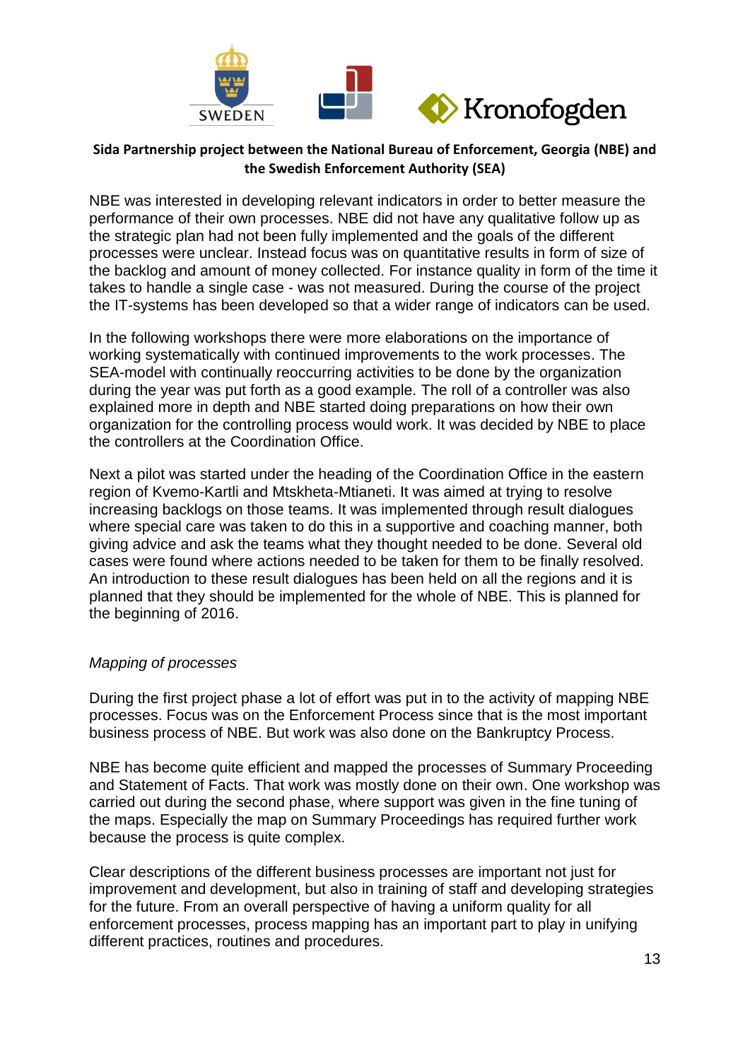NBE was interested in developing relevant indicators in order to better measure the performance of their own processes. NBE did not have any qualitative follow up as the strategic plan had not been fully implemented and the goals of the different processes were unclear. Instead focus was on quantitative results in form of size of the backlog and amount of money collected. For instance quality in form of the time it takes to handle a single case - was not measured. During the course of the project the IT-systems has been developed so that a wider range of indicators can be used.

In the following workshops there were more elaborations on the importance of working systematically with continued improvements to the work processes. The SEA-model with continually reoccurring activities to be done by the organization during the year was put forth as a good example. The roll of a controller was also explained more in depth and NBE started doing preparations on how their own organization for the controlling process would work. It was decided by NBE to place the controllers at the Coordination Office.

Next a pilot was started under the heading of the Coordination Office in the eastern region of Kvemo-Kartli and Mtskheta-Mtianeti. It was aimed at trying to resolve increasing backlogs on those teams. It was implemented through result dialogues where special care was taken to do this in a supportive and coaching manner, both giving advice and ask the teams what they thought needed to be done. Several old cases were found where actions needed to be taken for them to be finally resolved. An introduction to these result dialogues has been held on all the regions and it is planned that they should be implemented for the whole of NBE. This is planned for the beginning of 2016.

*Mapping of processes*

During the first project phase a lot of effort was put in to the activity of mapping NBE processes. Focus was on the Enforcement Process since that is the most important business process of NBE. But work was also done on the Bankruptcy Process.

NBE has become quite efficient and mapped the processes of Summary Proceeding and Statement of Facts. That work was mostly done on their own. One workshop was carried out during the second phase, where support was given in the fine tuning of the maps. Especially the map on Summary Proceedings has required further work because the process is quite complex.

Clear descriptions of the different business processes are important not just for improvement and development, but also in training of staff and developing strategies for the future. From an overall perspective of having a uniform quality for all enforcement processes, process mapping has an important part to play in unifying different practices, routines and procedures.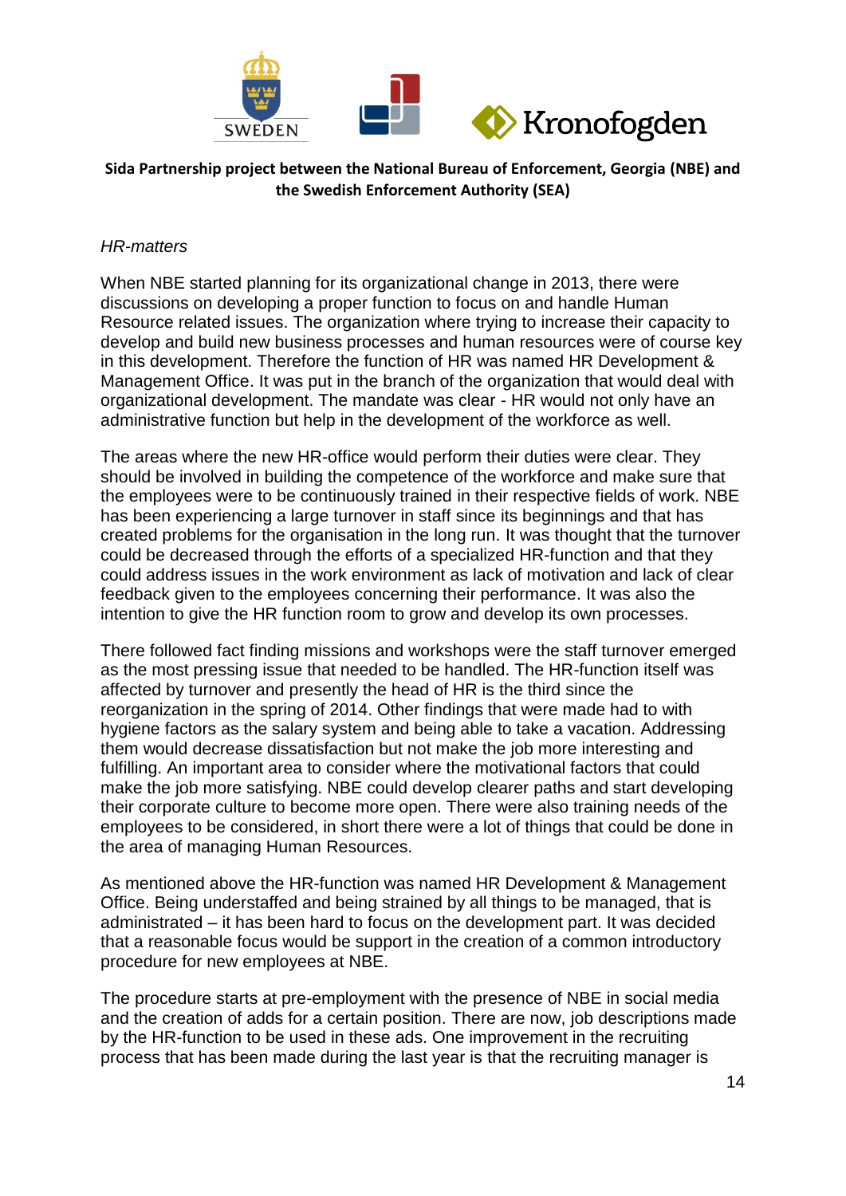*HR-matters*

When NBE started planning for its organizational change in 2013, there were discussions on developing a proper function to focus on and handle Human Resource related issues. The organization where trying to increase their capacity to develop and build new business processes and human resources were of course key in this development. Therefore the function of HR was named HR Development & Management Office. It was put in the branch of the organization that would deal with organizational development. The mandate was clear - HR would not only have an administrative function but help in the development of the workforce as well.

The areas where the new HR-office would perform their duties were clear. They should be involved in building the competence of the workforce and make sure that the employees were to be continuously trained in their respective fields of work. NBE has been experiencing a large turnover in staff since its beginnings and that has created problems for the organisation in the long run. It was thought that the turnover could be decreased through the efforts of a specialized HR-function and that they could address issues in the work environment as lack of motivation and lack of clear feedback given to the employees concerning their performance. It was also the intention to give the HR function room to grow and develop its own processes.

There followed fact finding missions and workshops were the staff turnover emerged as the most pressing issue that needed to be handled. The HR-function itself was affected by turnover and presently the head of HR is the third since the reorganization in the spring of 2014. Other findings that were made had to with hygiene factors as the salary system and being able to take a vacation. Addressing them would decrease dissatisfaction but not make the job more interesting and fulfilling. An important area to consider where the motivational factors that could make the job more satisfying. NBE could develop clearer paths and start developing their corporate culture to become more open. There were also training needs of the employees to be considered, in short there were a lot of things that could be done in the area of managing Human Resources.

As mentioned above the HR-function was named HR Development & Management Office. Being understaffed and being strained by all things to be managed, that is administrated – it has been hard to focus on the development part. It was decided that a reasonable focus would be support in the creation of a common introductory procedure for new employees at NBE.

The procedure starts at pre-employment with the presence of NBE in social media and the creation of adds for a certain position. There are now, job descriptions made by the HR-function to be used in these ads. One improvement in the recruiting process that has been made during the last year is that the recruiting manager is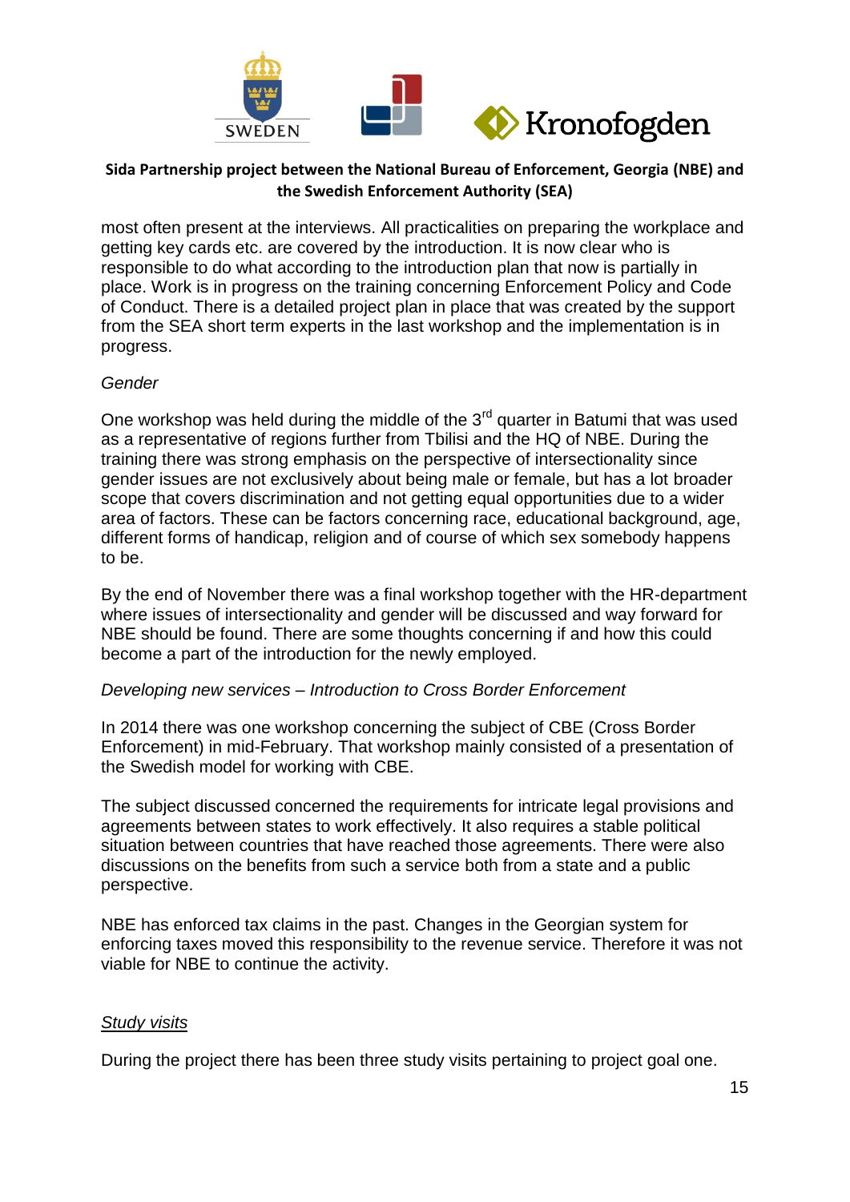most often present at the interviews. All practicalities on preparing the workplace and getting key cards etc. are covered by the introduction. It is now clear who is responsible to do what according to the introduction plan that now is partially in place. Work is in progress on the training concerning Enforcement Policy and Code of Conduct. There is a detailed project plan in place that was created by the support from the SEA short term experts in the last workshop and the implementation is in progress.

*Gender*

One workshop was held during the middle of the 3rd quarter in Batumi that was used as a representative of regions further from Tbilisi and the HQ of NBE. During the training there was strong emphasis on the perspective of intersectionality since gender issues are not exclusively about being male or female, but has a lot broader scope that covers discrimination and not getting equal opportunities due to a wider area of factors. These can be factors concerning race, educational background, age, different forms of handicap, religion and of course of which sex somebody happens to be.

By the end of November there was a final workshop together with the HR-department where issues of intersectionality and gender will be discussed and way forward for NBE should be found. There are some thoughts concerning if and how this could become a part of the introduction for the newly employed.

*Developing new services – Introduction to Cross Border Enforcement*

In 2014 there was one workshop concerning the subject of CBE (Cross Border Enforcement) in mid-February. That workshop mainly consisted of a presentation of the Swedish model for working with CBE.

The subject discussed concerned the requirements for intricate legal provisions and agreements between states to work effectively. It also requires a stable political situation between countries that have reached those agreements. There were also discussions on the benefits from such a service both from a state and a public perspective.

NBE has enforced tax claims in the past. Changes in the Georgian system for enforcing taxes moved this responsibility to the revenue service. Therefore it was not viable for NBE to continue the activity.

*Study visits*

During the project there has been three study visits pertaining to project goal one.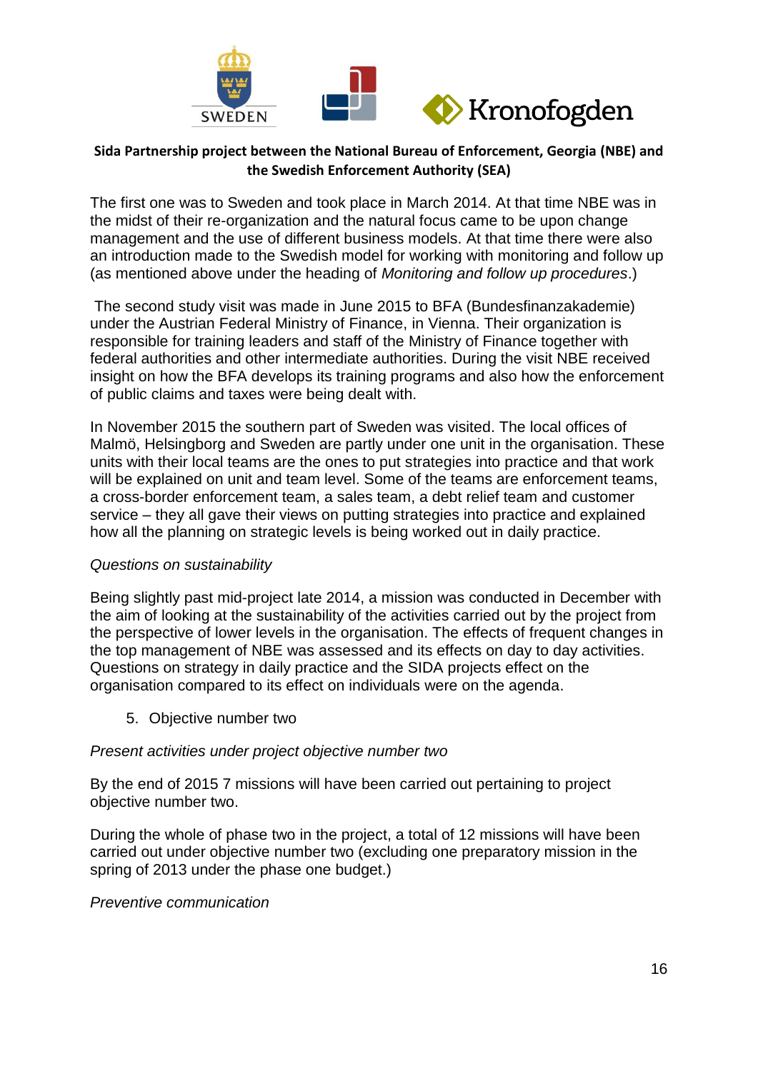The first one was to Sweden and took place in March 2014. At that time NBE was in the midst of their re-organization and the natural focus came to be upon change management and the use of different business models. At that time there were also an introduction made to the Swedish model for working with monitoring and follow up (as mentioned above under the heading of *Monitoring and follow up procedures*.)

The second study visit was made in June 2015 to BFA (Bundesfinanzakademie) under the Austrian Federal Ministry of Finance, in Vienna. Their organization is responsible for training leaders and staff of the Ministry of Finance together with federal authorities and other intermediate authorities. During the visit NBE received insight on how the BFA develops its training programs and also how the enforcement of public claims and taxes were being dealt with.

In November 2015 the southern part of Sweden was visited. The local offices of Malmö, Helsingborg and Sweden are partly under one unit in the organisation. These units with their local teams are the ones to put strategies into practice and that work will be explained on unit and team level. Some of the teams are enforcement teams, a cross-border enforcement team, a sales team, a debt relief team and customer service – they all gave their views on putting strategies into practice and explained how all the planning on strategic levels is being worked out in daily practice.

*Questions on sustainability*

Being slightly past mid-project late 2014, a mission was conducted in December with the aim of looking at the sustainability of the activities carried out by the project from the perspective of lower levels in the organisation. The effects of frequent changes in the top management of NBE was assessed and its effects on day to day activities. Questions on strategy in daily practice and the SIDA projects effect on the organisation compared to its effect on individuals were on the agenda.

5. Objective number two

*Present activities under project objective number two*

By the end of 2015 7 missions will have been carried out pertaining to project objective number two.

During the whole of phase two in the project, a total of 12 missions will have been carried out under objective number two (excluding one preparatory mission in the spring of 2013 under the phase one budget.)

*Preventive communication*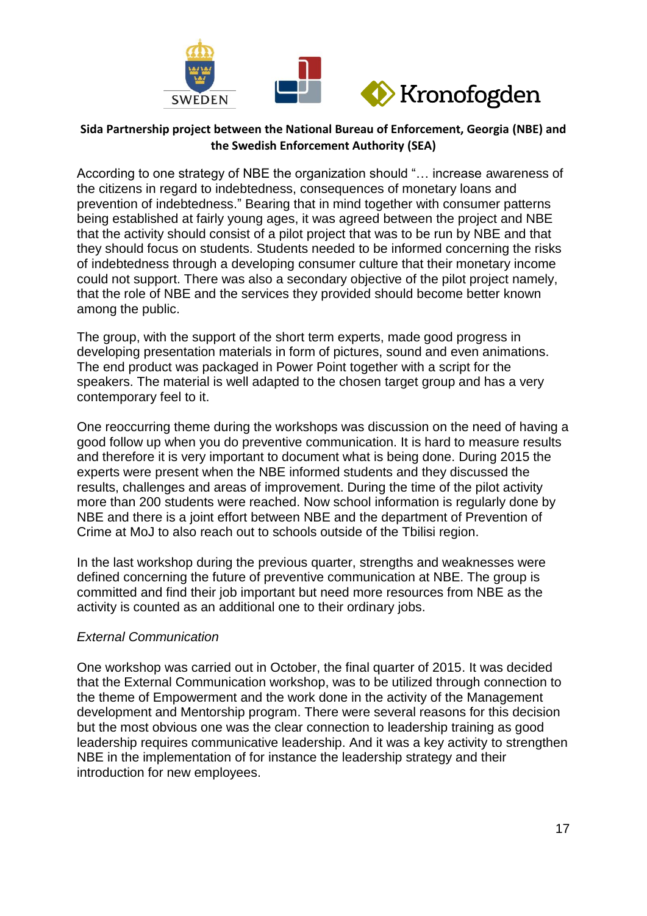**Sida Partnership project between the National Bureau of Enforcement, Georgia (NBE) and the Swedish Enforcement Authority (SEA)**

According to one strategy of NBE the organization should "… increase awareness of the citizens in regard to indebtedness, consequences of monetary loans and prevention of indebtedness." Bearing that in mind together with consumer patterns being established at fairly young ages, it was agreed between the project and NBE that the activity should consist of a pilot project that was to be run by NBE and that they should focus on students. Students needed to be informed concerning the risks of indebtedness through a developing consumer culture that their monetary income could not support. There was also a secondary objective of the pilot project namely, that the role of NBE and the services they provided should become better known among the public.

The group, with the support of the short term experts, made good progress in developing presentation materials in form of pictures, sound and even animations. The end product was packaged in Power Point together with a script for the speakers. The material is well adapted to the chosen target group and has a very contemporary feel to it.

One reoccurring theme during the workshops was discussion on the need of having a good follow up when you do preventive communication. It is hard to measure results and therefore it is very important to document what is being done. During 2015 the experts were present when the NBE informed students and they discussed the results, challenges and areas of improvement. During the time of the pilot activity more than 200 students were reached. Now school information is regularly done by NBE and there is a joint effort between NBE and the department of Prevention of Crime at MoJ to also reach out to schools outside of the Tbilisi region.

In the last workshop during the previous quarter, strengths and weaknesses were defined concerning the future of preventive communication at NBE. The group is committed and find their job important but need more resources from NBE as the activity is counted as an additional one to their ordinary jobs.

*External Communication*

One workshop was carried out in October, the final quarter of 2015. It was decided that the External Communication workshop, was to be utilized through connection to the theme of Empowerment and the work done in the activity of the Management development and Mentorship program. There were several reasons for this decision but the most obvious one was the clear connection to leadership training as good leadership requires communicative leadership. And it was a key activity to strengthen NBE in the implementation of for instance the leadership strategy and their introduction for new employees.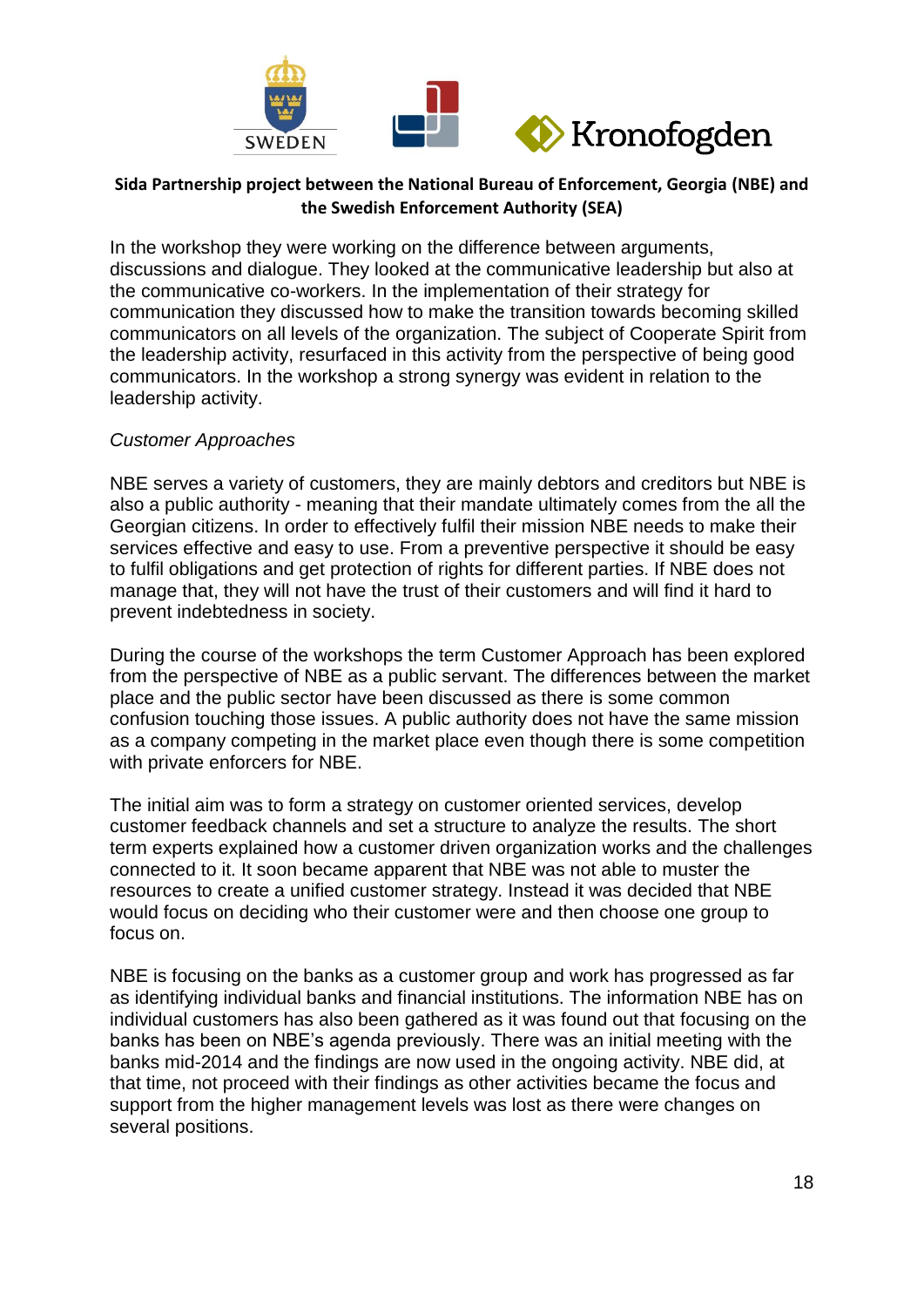In the workshop they were working on the difference between arguments, discussions and dialogue. They looked at the communicative leadership but also at the communicative co-workers. In the implementation of their strategy for communication they discussed how to make the transition towards becoming skilled communicators on all levels of the organization. The subject of Cooperate Spirit from the leadership activity, resurfaced in this activity from the perspective of being good communicators. In the workshop a strong synergy was evident in relation to the leadership activity.

*Customer Approaches*

NBE serves a variety of customers, they are mainly debtors and creditors but NBE is also a public authority - meaning that their mandate ultimately comes from the all the Georgian citizens. In order to effectively fulfil their mission NBE needs to make their services effective and easy to use. From a preventive perspective it should be easy to fulfil obligations and get protection of rights for different parties. If NBE does not manage that, they will not have the trust of their customers and will find it hard to prevent indebtedness in society.

During the course of the workshops the term Customer Approach has been explored from the perspective of NBE as a public servant. The differences between the market place and the public sector have been discussed as there is some common confusion touching those issues. A public authority does not have the same mission as a company competing in the market place even though there is some competition with private enforcers for NBE.

The initial aim was to form a strategy on customer oriented services, develop customer feedback channels and set a structure to analyze the results. The short term experts explained how a customer driven organization works and the challenges connected to it. It soon became apparent that NBE was not able to muster the resources to create a unified customer strategy. Instead it was decided that NBE would focus on deciding who their customer were and then choose one group to focus on.

NBE is focusing on the banks as a customer group and work has progressed as far as identifying individual banks and financial institutions. The information NBE has on individual customers has also been gathered as it was found out that focusing on the banks has been on NBE's agenda previously. There was an initial meeting with the banks mid-2014 and the findings are now used in the ongoing activity. NBE did, at that time, not proceed with their findings as other activities became the focus and support from the higher management levels was lost as there were changes on several positions.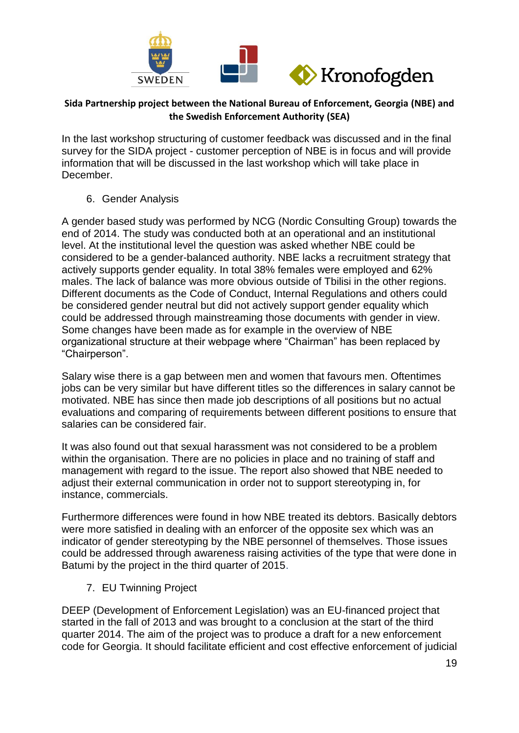In the last workshop structuring of customer feedback was discussed and in the final survey for the SIDA project - customer perception of NBE is in focus and will provide information that will be discussed in the last workshop which will take place in December.

6. Gender Analysis

A gender based study was performed by NCG (Nordic Consulting Group) towards the end of 2014. The study was conducted both at an operational and an institutional level. At the institutional level the question was asked whether NBE could be considered to be a gender-balanced authority. NBE lacks a recruitment strategy that actively supports gender equality. In total 38% females were employed and 62% males. The lack of balance was more obvious outside of Tbilisi in the other regions. Different documents as the Code of Conduct, Internal Regulations and others could be considered gender neutral but did not actively support gender equality which could be addressed through mainstreaming those documents with gender in view. Some changes have been made as for example in the overview of NBE organizational structure at their webpage where “Chairman” has been replaced by “Chairperson”.

Salary wise there is a gap between men and women that favours men. Oftentimes jobs can be very similar but have different titles so the differences in salary cannot be motivated. NBE has since then made job descriptions of all positions but no actual evaluations and comparing of requirements between different positions to ensure that salaries can be considered fair.

It was also found out that sexual harassment was not considered to be a problem within the organisation. There are no policies in place and no training of staff and management with regard to the issue. The report also showed that NBE needed to adjust their external communication in order not to support stereotyping in, for instance, commercials.

Furthermore differences were found in how NBE treated its debtors. Basically debtors were more satisfied in dealing with an enforcer of the opposite sex which was an indicator of gender stereotyping by the NBE personnel of themselves. Those issues could be addressed through awareness raising activities of the type that were done in Batumi by the project in the third quarter of 2015.

7. EU Twinning Project

DEEP (Development of Enforcement Legislation) was an EU-financed project that started in the fall of 2013 and was brought to a conclusion at the start of the third quarter 2014. The aim of the project was to produce a draft for a new enforcement code for Georgia. It should facilitate efficient and cost effective enforcement of judicial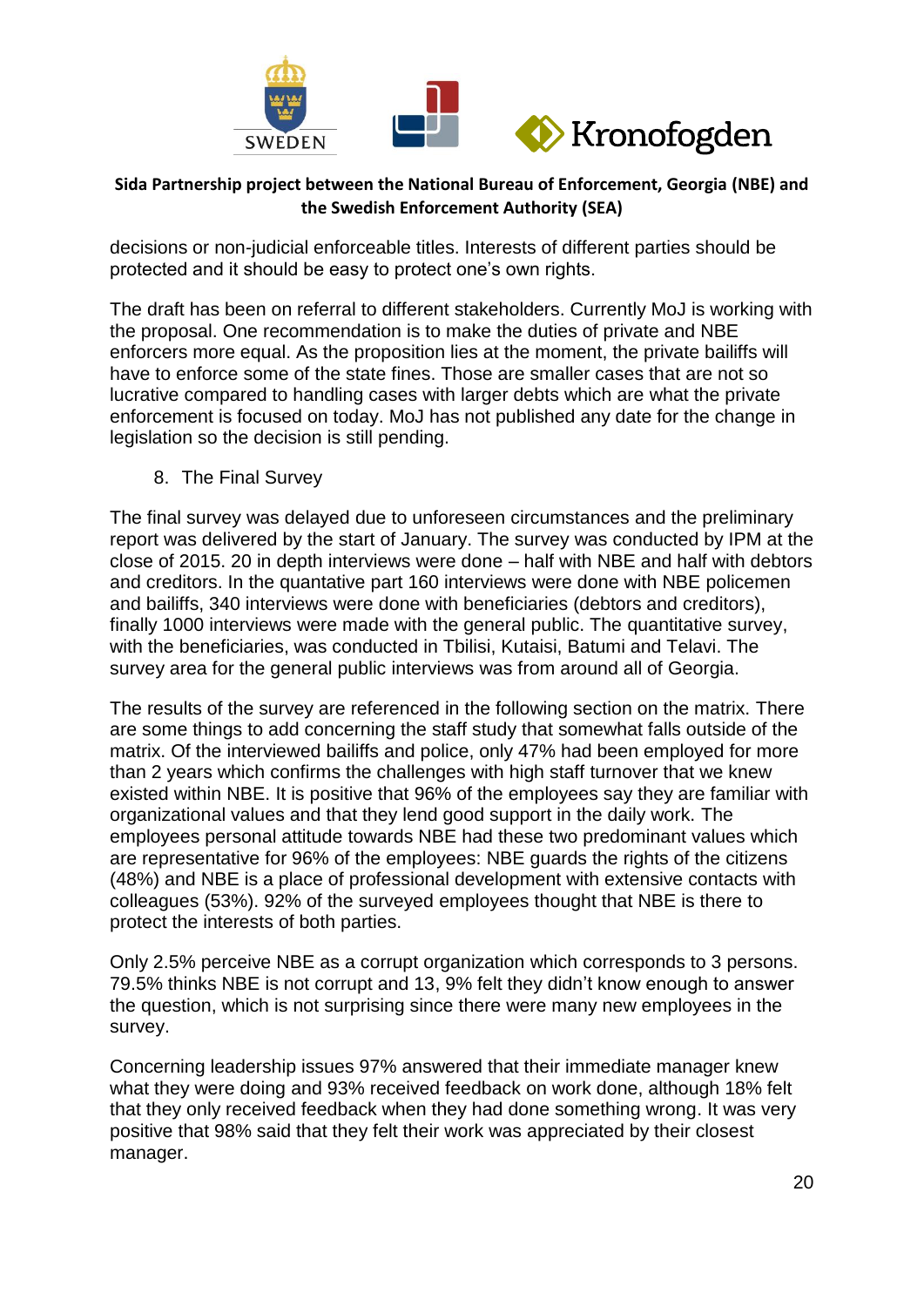decisions or non-judicial enforceable titles. Interests of different parties should be protected and it should be easy to protect one's own rights.

The draft has been on referral to different stakeholders. Currently MoJ is working with the proposal. One recommendation is to make the duties of private and NBE enforcers more equal. As the proposition lies at the moment, the private bailiffs will have to enforce some of the state fines. Those are smaller cases that are not so lucrative compared to handling cases with larger debts which are what the private enforcement is focused on today. MoJ has not published any date for the change in legislation so the decision is still pending.

8. The Final Survey

The final survey was delayed due to unforeseen circumstances and the preliminary report was delivered by the start of January. The survey was conducted by IPM at the close of 2015. 20 in depth interviews were done – half with NBE and half with debtors and creditors. In the quantative part 160 interviews were done with NBE policemen and bailiffs, 340 interviews were done with beneficiaries (debtors and creditors), finally 1000 interviews were made with the general public. The quantitative survey, with the beneficiaries, was conducted in Tbilisi, Kutaisi, Batumi and Telavi. The survey area for the general public interviews was from around all of Georgia.

The results of the survey are referenced in the following section on the matrix. There are some things to add concerning the staff study that somewhat falls outside of the matrix. Of the interviewed bailiffs and police, only 47% had been employed for more than 2 years which confirms the challenges with high staff turnover that we knew existed within NBE. It is positive that 96% of the employees say they are familiar with organizational values and that they lend good support in the daily work. The employees personal attitude towards NBE had these two predominant values which are representative for 96% of the employees: NBE guards the rights of the citizens (48%) and NBE is a place of professional development with extensive contacts with colleagues (53%). 92% of the surveyed employees thought that NBE is there to protect the interests of both parties.

Only 2.5% perceive NBE as a corrupt organization which corresponds to 3 persons. 79.5% thinks NBE is not corrupt and 13, 9% felt they didn't know enough to answer the question, which is not surprising since there were many new employees in the survey.

Concerning leadership issues 97% answered that their immediate manager knew what they were doing and 93% received feedback on work done, although 18% felt that they only received feedback when they had done something wrong. It was very positive that 98% said that they felt their work was appreciated by their closest manager.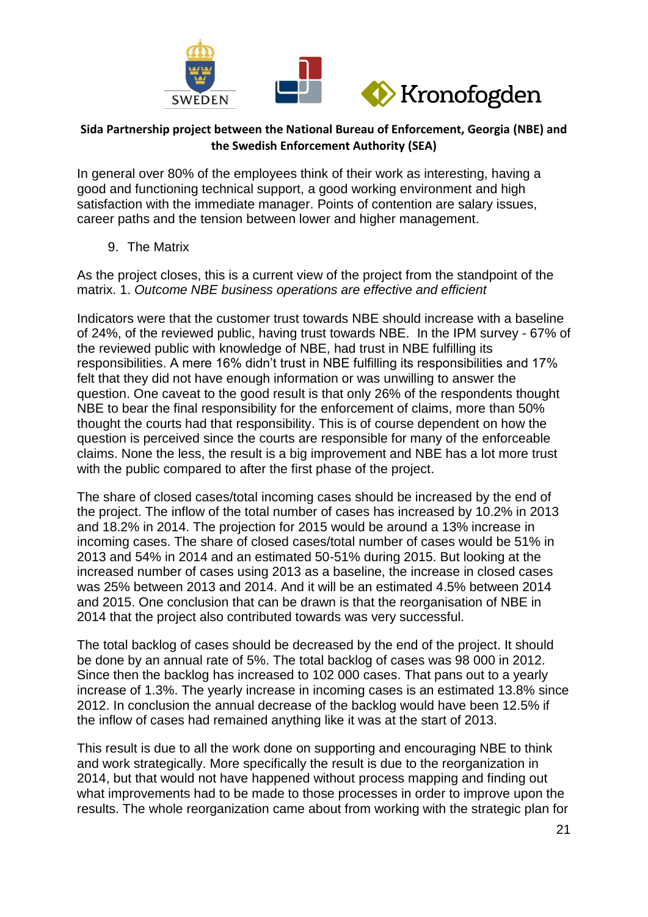In general over 80% of the employees think of their work as interesting, having a good and functioning technical support, a good working environment and high satisfaction with the immediate manager. Points of contention are salary issues, career paths and the tension between lower and higher management.

9. The Matrix

As the project closes, this is a current view of the project from the standpoint of the matrix. 1. *Outcome NBE business operations are effective and efficient*

Indicators were that the customer trust towards NBE should increase with a baseline of 24%, of the reviewed public, having trust towards NBE. In the IPM survey - 67% of the reviewed public with knowledge of NBE, had trust in NBE fulfilling its responsibilities. A mere 16% didn't trust in NBE fulfilling its responsibilities and 17% felt that they did not have enough information or was unwilling to answer the question. One caveat to the good result is that only 26% of the respondents thought NBE to bear the final responsibility for the enforcement of claims, more than 50% thought the courts had that responsibility. This is of course dependent on how the question is perceived since the courts are responsible for many of the enforceable claims. None the less, the result is a big improvement and NBE has a lot more trust with the public compared to after the first phase of the project.

The share of closed cases/total incoming cases should be increased by the end of the project. The inflow of the total number of cases has increased by 10.2% in 2013 and 18.2% in 2014. The projection for 2015 would be around a 13% increase in incoming cases. The share of closed cases/total number of cases would be 51% in 2013 and 54% in 2014 and an estimated 50-51% during 2015. But looking at the increased number of cases using 2013 as a baseline, the increase in closed cases was 25% between 2013 and 2014. And it will be an estimated 4.5% between 2014 and 2015. One conclusion that can be drawn is that the reorganisation of NBE in 2014 that the project also contributed towards was very successful.

The total backlog of cases should be decreased by the end of the project. It should be done by an annual rate of 5%. The total backlog of cases was 98 000 in 2012. Since then the backlog has increased to 102 000 cases. That pans out to a yearly increase of 1.3%. The yearly increase in incoming cases is an estimated 13.8% since 2012. In conclusion the annual decrease of the backlog would have been 12.5% if the inflow of cases had remained anything like it was at the start of 2013.

This result is due to all the work done on supporting and encouraging NBE to think and work strategically. More specifically the result is due to the reorganization in 2014, but that would not have happened without process mapping and finding out what improvements had to be made to those processes in order to improve upon the results. The whole reorganization came about from working with the strategic plan for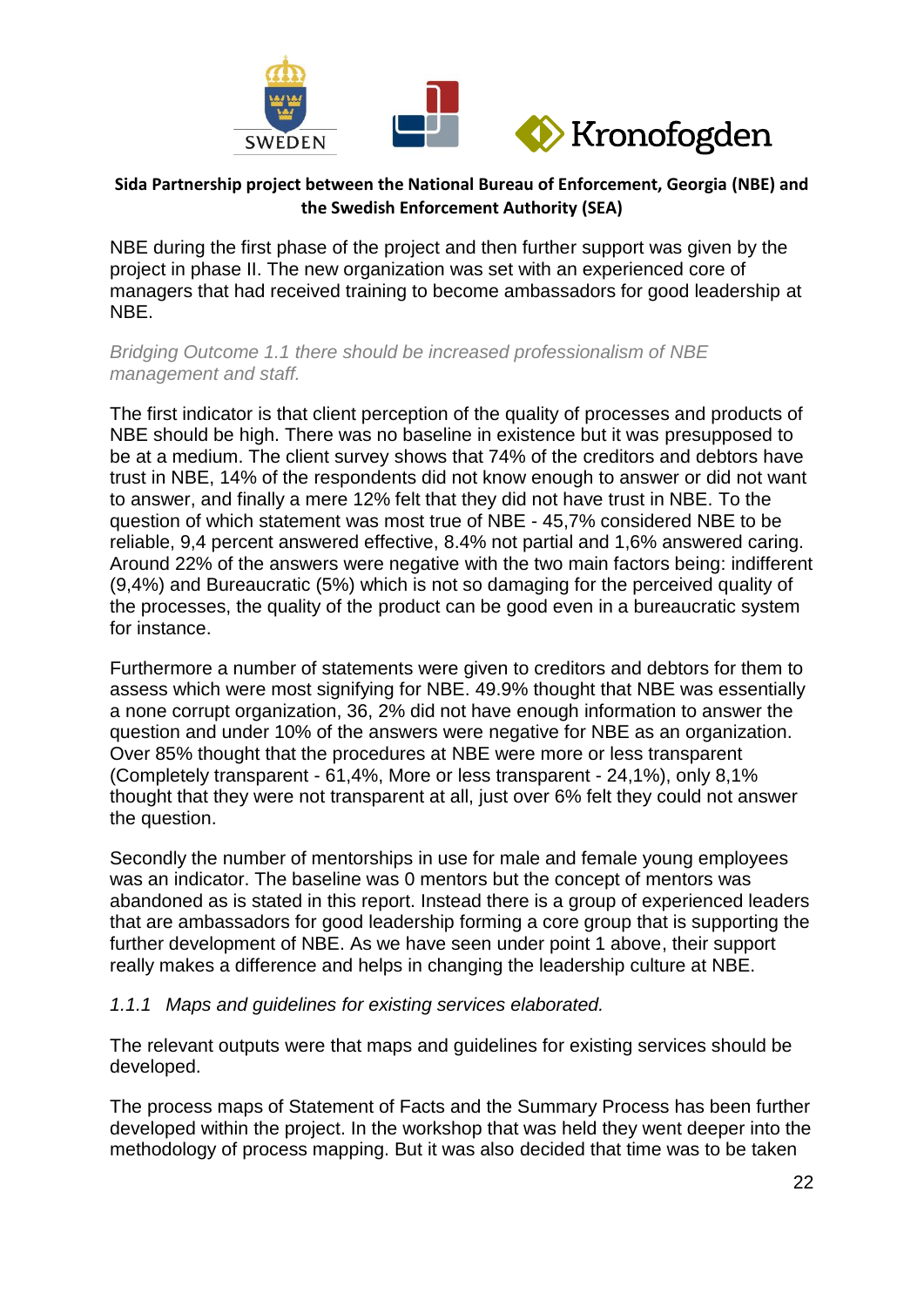NBE during the first phase of the project and then further support was given by the project in phase II. The new organization was set with an experienced core of managers that had received training to become ambassadors for good leadership at NBE.

*Bridging Outcome 1.1 there should be increased professionalism of NBE management and staff.*

The first indicator is that client perception of the quality of processes and products of NBE should be high. There was no baseline in existence but it was presupposed to be at a medium. The client survey shows that 74% of the creditors and debtors have trust in NBE, 14% of the respondents did not know enough to answer or did not want to answer, and finally a mere 12% felt that they did not have trust in NBE. To the question of which statement was most true of NBE - 45,7% considered NBE to be reliable, 9,4 percent answered effective, 8.4% not partial and 1,6% answered caring. Around 22% of the answers were negative with the two main factors being: indifferent (9,4%) and Bureaucratic (5%) which is not so damaging for the perceived quality of the processes, the quality of the product can be good even in a bureaucratic system for instance.

Furthermore a number of statements were given to creditors and debtors for them to assess which were most signifying for NBE. 49.9% thought that NBE was essentially a none corrupt organization, 36, 2% did not have enough information to answer the question and under 10% of the answers were negative for NBE as an organization. Over 85% thought that the procedures at NBE were more or less transparent (Completely transparent - 61,4%, More or less transparent - 24,1%), only 8,1% thought that they were not transparent at all, just over 6% felt they could not answer the question.

Secondly the number of mentorships in use for male and female young employees was an indicator. The baseline was 0 mentors but the concept of mentors was abandoned as is stated in this report. Instead there is a group of experienced leaders that are ambassadors for good leadership forming a core group that is supporting the further development of NBE. As we have seen under point 1 above, their support really makes a difference and helps in changing the leadership culture at NBE.

*1.1.1 Maps and guidelines for existing services elaborated.*

The relevant outputs were that maps and guidelines for existing services should be developed.

The process maps of Statement of Facts and the Summary Process has been further developed within the project. In the workshop that was held they went deeper into the methodology of process mapping. But it was also decided that time was to be taken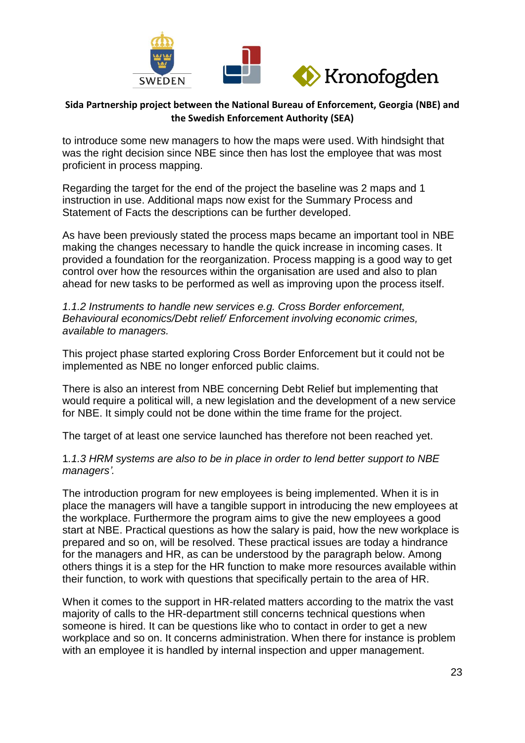to introduce some new managers to how the maps were used. With hindsight that was the right decision since NBE since then has lost the employee that was most proficient in process mapping.

Regarding the target for the end of the project the baseline was 2 maps and 1 instruction in use. Additional maps now exist for the Summary Process and Statement of Facts the descriptions can be further developed.

As have been previously stated the process maps became an important tool in NBE making the changes necessary to handle the quick increase in incoming cases. It provided a foundation for the reorganization. Process mapping is a good way to get control over how the resources within the organisation are used and also to plan ahead for new tasks to be performed as well as improving upon the process itself.

*1.1.2 Instruments to handle new services e.g. Cross Border enforcement, Behavioural economics/Debt relief/ Enforcement involving economic crimes, available to managers.*

This project phase started exploring Cross Border Enforcement but it could not be implemented as NBE no longer enforced public claims.

There is also an interest from NBE concerning Debt Relief but implementing that would require a political will, a new legislation and the development of a new service for NBE. It simply could not be done within the time frame for the project.

The target of at least one service launched has therefore not been reached yet.

1*.1.3 HRM systems are also to be in place in order to lend better support to NBE managers'.*

The introduction program for new employees is being implemented. When it is in place the managers will have a tangible support in introducing the new employees at the workplace. Furthermore the program aims to give the new employees a good start at NBE. Practical questions as how the salary is paid, how the new workplace is prepared and so on, will be resolved. These practical issues are today a hindrance for the managers and HR, as can be understood by the paragraph below. Among others things it is a step for the HR function to make more resources available within their function, to work with questions that specifically pertain to the area of HR.

When it comes to the support in HR-related matters according to the matrix the vast majority of calls to the HR-department still concerns technical questions when someone is hired. It can be questions like who to contact in order to get a new workplace and so on. It concerns administration. When there for instance is problem with an employee it is handled by internal inspection and upper management.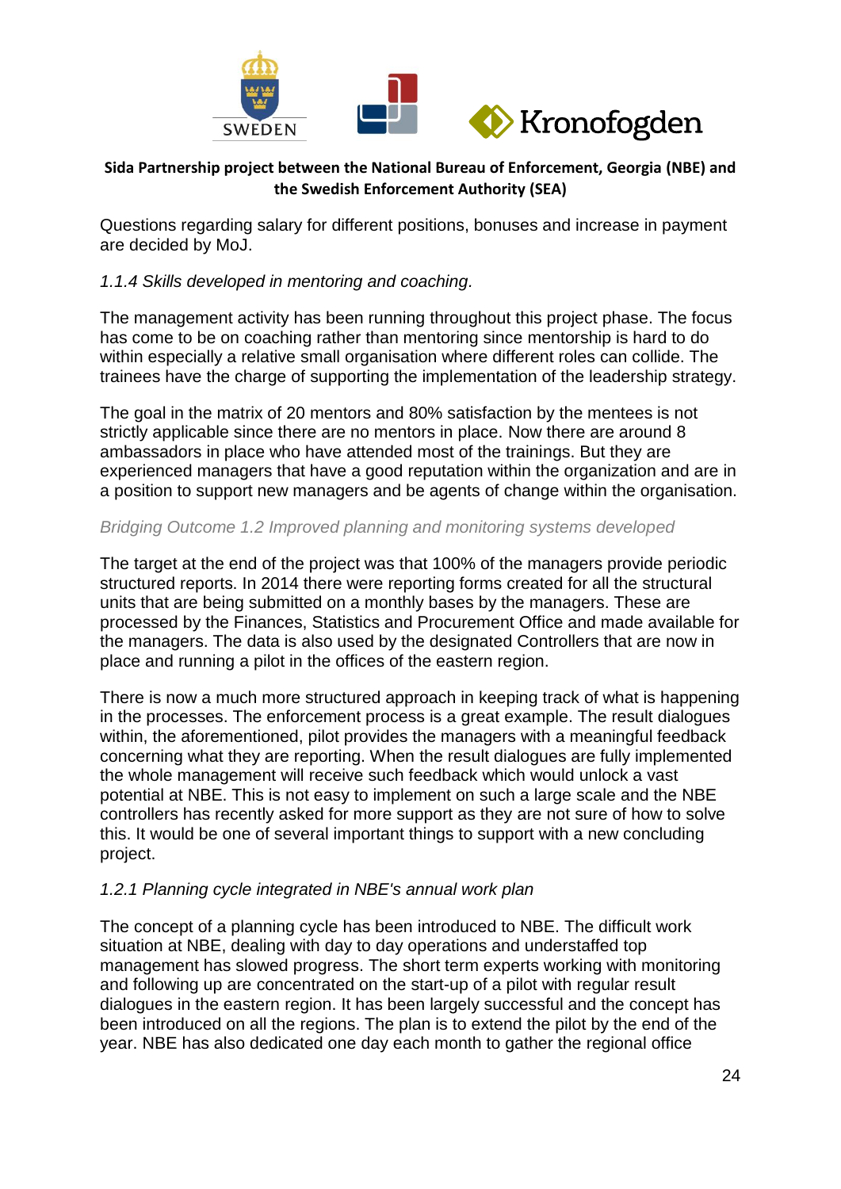Questions regarding salary for different positions, bonuses and increase in payment are decided by MoJ.

*1.1.4 Skills developed in mentoring and coaching.*

The management activity has been running throughout this project phase. The focus has come to be on coaching rather than mentoring since mentorship is hard to do within especially a relative small organisation where different roles can collide. The trainees have the charge of supporting the implementation of the leadership strategy.

The goal in the matrix of 20 mentors and 80% satisfaction by the mentees is not strictly applicable since there are no mentors in place. Now there are around 8 ambassadors in place who have attended most of the trainings. But they are experienced managers that have a good reputation within the organization and are in a position to support new managers and be agents of change within the organisation.

*Bridging Outcome 1.2 Improved planning and monitoring systems developed*

The target at the end of the project was that 100% of the managers provide periodic structured reports. In 2014 there were reporting forms created for all the structural units that are being submitted on a monthly bases by the managers. These are processed by the Finances, Statistics and Procurement Office and made available for the managers. The data is also used by the designated Controllers that are now in place and running a pilot in the offices of the eastern region.

There is now a much more structured approach in keeping track of what is happening in the processes. The enforcement process is a great example. The result dialogues within, the aforementioned, pilot provides the managers with a meaningful feedback concerning what they are reporting. When the result dialogues are fully implemented the whole management will receive such feedback which would unlock a vast potential at NBE. This is not easy to implement on such a large scale and the NBE controllers has recently asked for more support as they are not sure of how to solve this. It would be one of several important things to support with a new concluding project.

*1.2.1 Planning cycle integrated in NBE's annual work plan*

The concept of a planning cycle has been introduced to NBE. The difficult work situation at NBE, dealing with day to day operations and understaffed top management has slowed progress. The short term experts working with monitoring and following up are concentrated on the start-up of a pilot with regular result dialogues in the eastern region. It has been largely successful and the concept has been introduced on all the regions. The plan is to extend the pilot by the end of the year. NBE has also dedicated one day each month to gather the regional office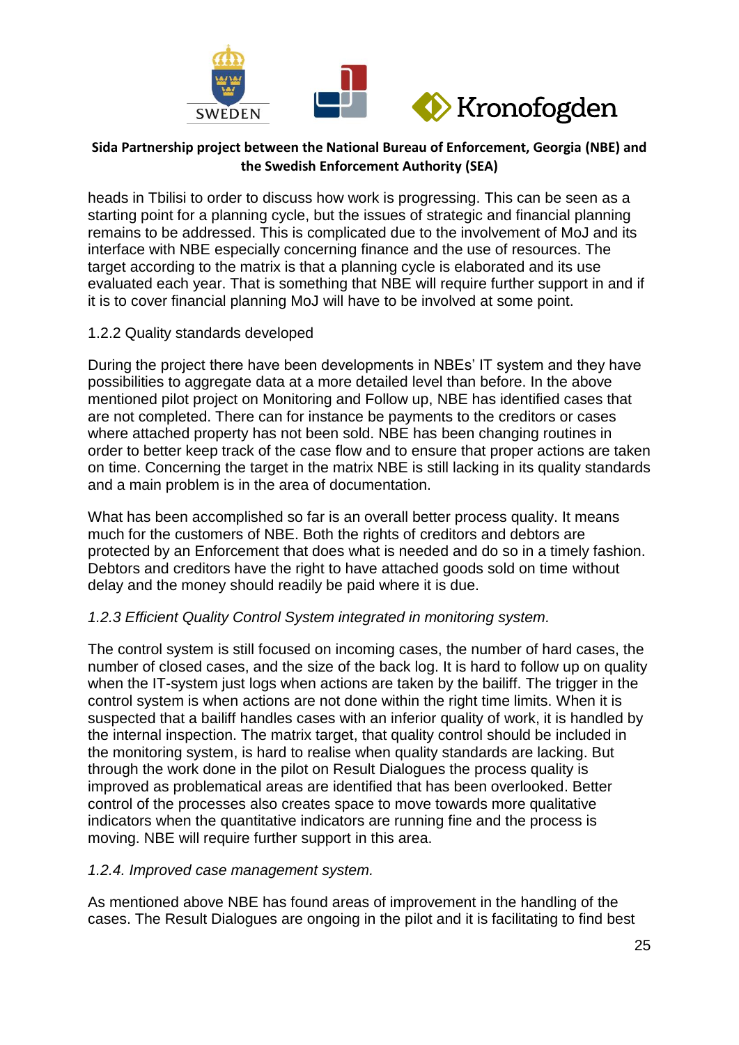heads in Tbilisi to order to discuss how work is progressing. This can be seen as a starting point for a planning cycle, but the issues of strategic and financial planning remains to be addressed. This is complicated due to the involvement of MoJ and its interface with NBE especially concerning finance and the use of resources. The target according to the matrix is that a planning cycle is elaborated and its use evaluated each year. That is something that NBE will require further support in and if it is to cover financial planning MoJ will have to be involved at some point.

1.2.2 Quality standards developed

During the project there have been developments in NBEs' IT system and they have possibilities to aggregate data at a more detailed level than before. In the above mentioned pilot project on Monitoring and Follow up, NBE has identified cases that are not completed. There can for instance be payments to the creditors or cases where attached property has not been sold. NBE has been changing routines in order to better keep track of the case flow and to ensure that proper actions are taken on time. Concerning the target in the matrix NBE is still lacking in its quality standards and a main problem is in the area of documentation.

What has been accomplished so far is an overall better process quality. It means much for the customers of NBE. Both the rights of creditors and debtors are protected by an Enforcement that does what is needed and do so in a timely fashion. Debtors and creditors have the right to have attached goods sold on time without delay and the money should readily be paid where it is due.

*1.2.3 Efficient Quality Control System integrated in monitoring system.*

The control system is still focused on incoming cases, the number of hard cases, the number of closed cases, and the size of the back log. It is hard to follow up on quality when the IT-system just logs when actions are taken by the bailiff. The trigger in the control system is when actions are not done within the right time limits. When it is suspected that a bailiff handles cases with an inferior quality of work, it is handled by the internal inspection. The matrix target, that quality control should be included in the monitoring system, is hard to realise when quality standards are lacking. But through the work done in the pilot on Result Dialogues the process quality is improved as problematical areas are identified that has been overlooked. Better control of the processes also creates space to move towards more qualitative indicators when the quantitative indicators are running fine and the process is moving. NBE will require further support in this area.

*1.2.4. Improved case management system.*

As mentioned above NBE has found areas of improvement in the handling of the cases. The Result Dialogues are ongoing in the pilot and it is facilitating to find best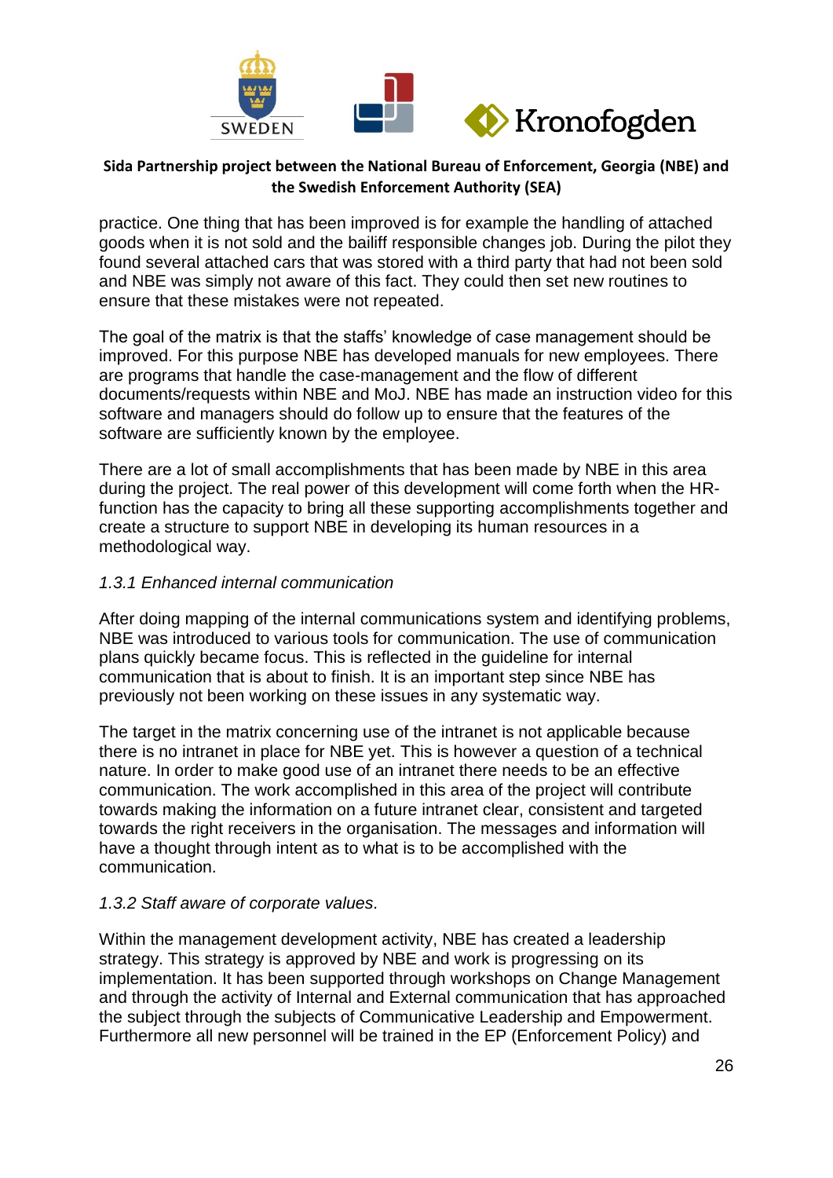practice. One thing that has been improved is for example the handling of attached goods when it is not sold and the bailiff responsible changes job. During the pilot they found several attached cars that was stored with a third party that had not been sold and NBE was simply not aware of this fact. They could then set new routines to ensure that these mistakes were not repeated.

The goal of the matrix is that the staffs' knowledge of case management should be improved. For this purpose NBE has developed manuals for new employees. There are programs that handle the case-management and the flow of different documents/requests within NBE and MoJ. NBE has made an instruction video for this software and managers should do follow up to ensure that the features of the software are sufficiently known by the employee.

There are a lot of small accomplishments that has been made by NBE in this area during the project. The real power of this development will come forth when the HR-function has the capacity to bring all these supporting accomplishments together and create a structure to support NBE in developing its human resources in a methodological way.

*1.3.1 Enhanced internal communication*

After doing mapping of the internal communications system and identifying problems, NBE was introduced to various tools for communication. The use of communication plans quickly became focus. This is reflected in the guideline for internal communication that is about to finish. It is an important step since NBE has previously not been working on these issues in any systematic way.

The target in the matrix concerning use of the intranet is not applicable because there is no intranet in place for NBE yet. This is however a question of a technical nature. In order to make good use of an intranet there needs to be an effective communication. The work accomplished in this area of the project will contribute towards making the information on a future intranet clear, consistent and targeted towards the right receivers in the organisation. The messages and information will have a thought through intent as to what is to be accomplished with the communication.

*1.3.2 Staff aware of corporate values.*

Within the management development activity, NBE has created a leadership strategy. This strategy is approved by NBE and work is progressing on its implementation. It has been supported through workshops on Change Management and through the activity of Internal and External communication that has approached the subject through the subjects of Communicative Leadership and Empowerment. Furthermore all new personnel will be trained in the EP (Enforcement Policy) and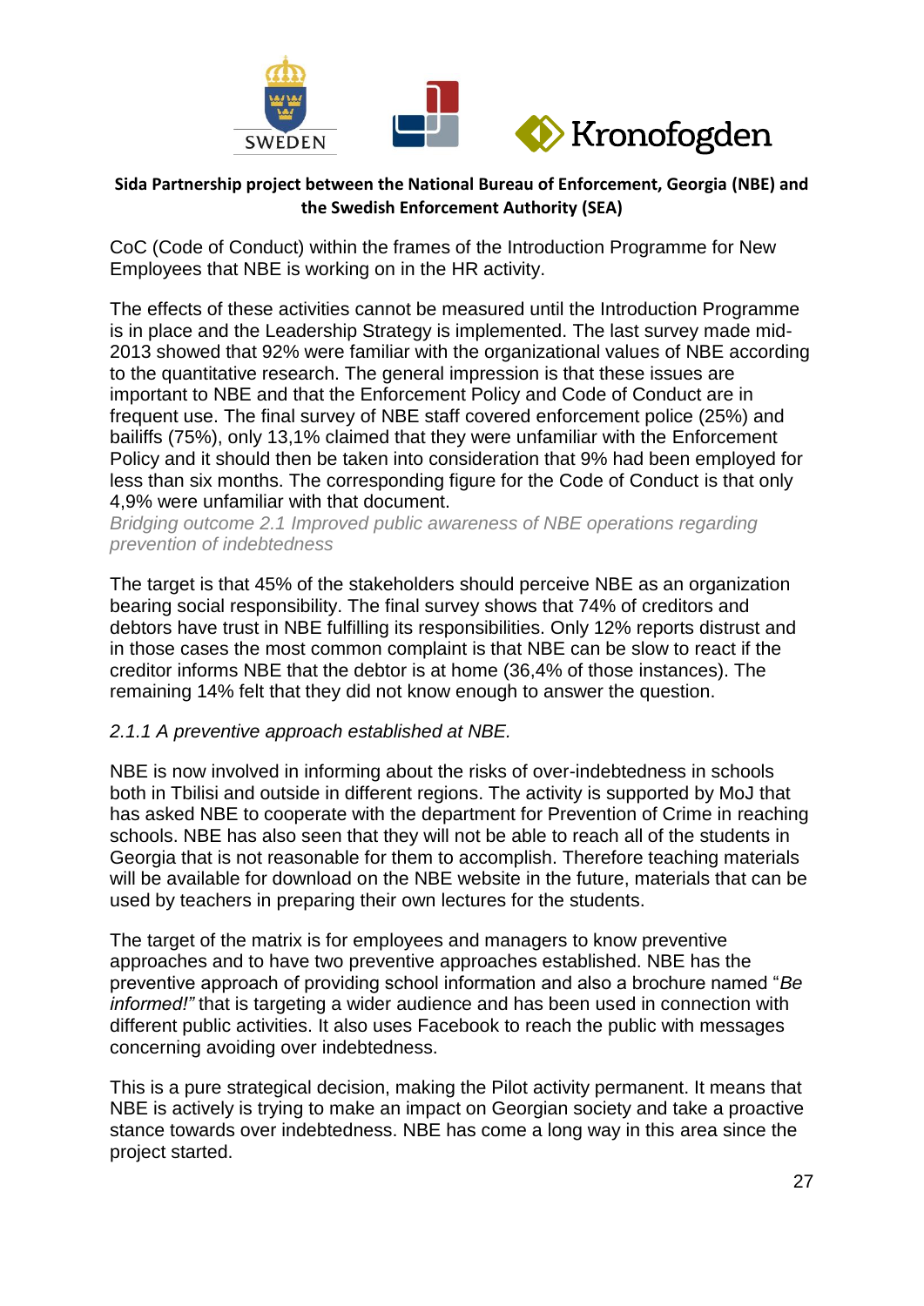CoC (Code of Conduct) within the frames of the Introduction Programme for New Employees that NBE is working on in the HR activity.

The effects of these activities cannot be measured until the Introduction Programme is in place and the Leadership Strategy is implemented. The last survey made mid-2013 showed that 92% were familiar with the organizational values of NBE according to the quantitative research. The general impression is that these issues are important to NBE and that the Enforcement Policy and Code of Conduct are in frequent use. The final survey of NBE staff covered enforcement police (25%) and bailiffs (75%), only 13,1% claimed that they were unfamiliar with the Enforcement Policy and it should then be taken into consideration that 9% had been employed for less than six months. The corresponding figure for the Code of Conduct is that only 4,9% were unfamiliar with that document.

*Bridging outcome 2.1 Improved public awareness of NBE operations regarding prevention of indebtedness*

The target is that 45% of the stakeholders should perceive NBE as an organization bearing social responsibility. The final survey shows that 74% of creditors and debtors have trust in NBE fulfilling its responsibilities. Only 12% reports distrust and in those cases the most common complaint is that NBE can be slow to react if the creditor informs NBE that the debtor is at home (36,4% of those instances). The remaining 14% felt that they did not know enough to answer the question.

*2.1.1 A preventive approach established at NBE.*

NBE is now involved in informing about the risks of over-indebtedness in schools both in Tbilisi and outside in different regions. The activity is supported by MoJ that has asked NBE to cooperate with the department for Prevention of Crime in reaching schools. NBE has also seen that they will not be able to reach all of the students in Georgia that is not reasonable for them to accomplish. Therefore teaching materials will be available for download on the NBE website in the future, materials that can be used by teachers in preparing their own lectures for the students.

The target of the matrix is for employees and managers to know preventive approaches and to have two preventive approaches established. NBE has the preventive approach of providing school information and also a brochure named "*Be informed!"* that is targeting a wider audience and has been used in connection with different public activities. It also uses Facebook to reach the public with messages concerning avoiding over indebtedness.

This is a pure strategical decision, making the Pilot activity permanent. It means that NBE is actively is trying to make an impact on Georgian society and take a proactive stance towards over indebtedness. NBE has come a long way in this area since the project started.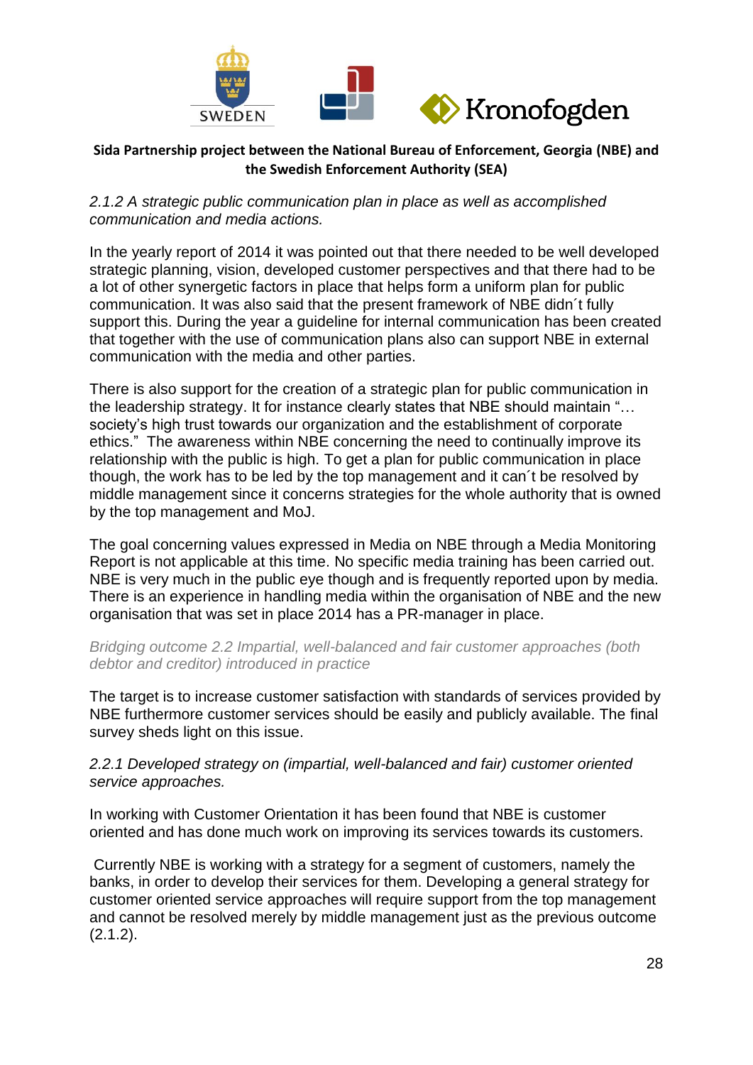*2.1.2 A strategic public communication plan in place as well as accomplished communication and media actions.*

In the yearly report of 2014 it was pointed out that there needed to be well developed strategic planning, vision, developed customer perspectives and that there had to be a lot of other synergetic factors in place that helps form a uniform plan for public communication. It was also said that the present framework of NBE didn´t fully support this. During the year a guideline for internal communication has been created that together with the use of communication plans also can support NBE in external communication with the media and other parties.

There is also support for the creation of a strategic plan for public communication in the leadership strategy. It for instance clearly states that NBE should maintain "… society's high trust towards our organization and the establishment of corporate ethics." The awareness within NBE concerning the need to continually improve its relationship with the public is high. To get a plan for public communication in place though, the work has to be led by the top management and it can´t be resolved by middle management since it concerns strategies for the whole authority that is owned by the top management and MoJ.

The goal concerning values expressed in Media on NBE through a Media Monitoring Report is not applicable at this time. No specific media training has been carried out. NBE is very much in the public eye though and is frequently reported upon by media. There is an experience in handling media within the organisation of NBE and the new organisation that was set in place 2014 has a PR-manager in place.

*Bridging outcome 2.2 Impartial, well-balanced and fair customer approaches (both debtor and creditor) introduced in practice*

The target is to increase customer satisfaction with standards of services provided by NBE furthermore customer services should be easily and publicly available. The final survey sheds light on this issue.

*2.2.1 Developed strategy on (impartial, well-balanced and fair) customer oriented service approaches.*

In working with Customer Orientation it has been found that NBE is customer oriented and has done much work on improving its services towards its customers.

Currently NBE is working with a strategy for a segment of customers, namely the banks, in order to develop their services for them. Developing a general strategy for customer oriented service approaches will require support from the top management and cannot be resolved merely by middle management just as the previous outcome (2.1.2).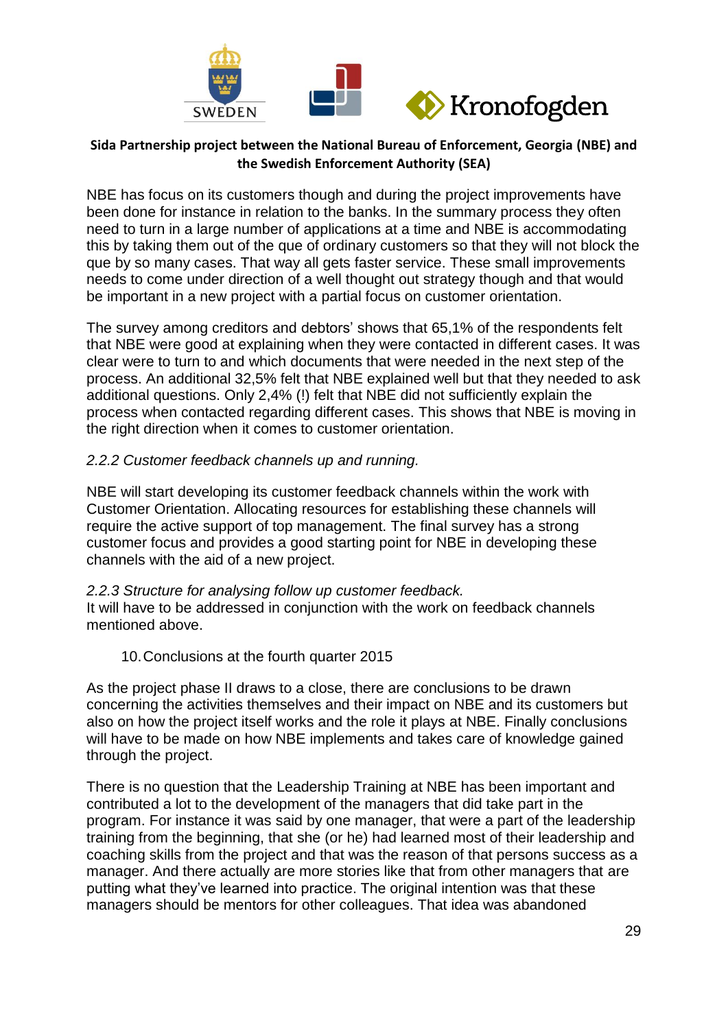NBE has focus on its customers though and during the project improvements have been done for instance in relation to the banks. In the summary process they often need to turn in a large number of applications at a time and NBE is accommodating this by taking them out of the que of ordinary customers so that they will not block the que by so many cases. That way all gets faster service. These small improvements needs to come under direction of a well thought out strategy though and that would be important in a new project with a partial focus on customer orientation.

The survey among creditors and debtors' shows that 65,1% of the respondents felt that NBE were good at explaining when they were contacted in different cases. It was clear were to turn to and which documents that were needed in the next step of the process. An additional 32,5% felt that NBE explained well but that they needed to ask additional questions. Only 2,4% (!) felt that NBE did not sufficiently explain the process when contacted regarding different cases. This shows that NBE is moving in the right direction when it comes to customer orientation.

*2.2.2 Customer feedback channels up and running.*

NBE will start developing its customer feedback channels within the work with Customer Orientation. Allocating resources for establishing these channels will require the active support of top management. The final survey has a strong customer focus and provides a good starting point for NBE in developing these channels with the aid of a new project.

*2.2.3 Structure for analysing follow up customer feedback.*
It will have to be addressed in conjunction with the work on feedback channels mentioned above.

10. Conclusions at the fourth quarter 2015

As the project phase II draws to a close, there are conclusions to be drawn concerning the activities themselves and their impact on NBE and its customers but also on how the project itself works and the role it plays at NBE. Finally conclusions will have to be made on how NBE implements and takes care of knowledge gained through the project.

There is no question that the Leadership Training at NBE has been important and contributed a lot to the development of the managers that did take part in the program. For instance it was said by one manager, that were a part of the leadership training from the beginning, that she (or he) had learned most of their leadership and coaching skills from the project and that was the reason of that persons success as a manager. And there actually are more stories like that from other managers that are putting what they've learned into practice. The original intention was that these managers should be mentors for other colleagues. That idea was abandoned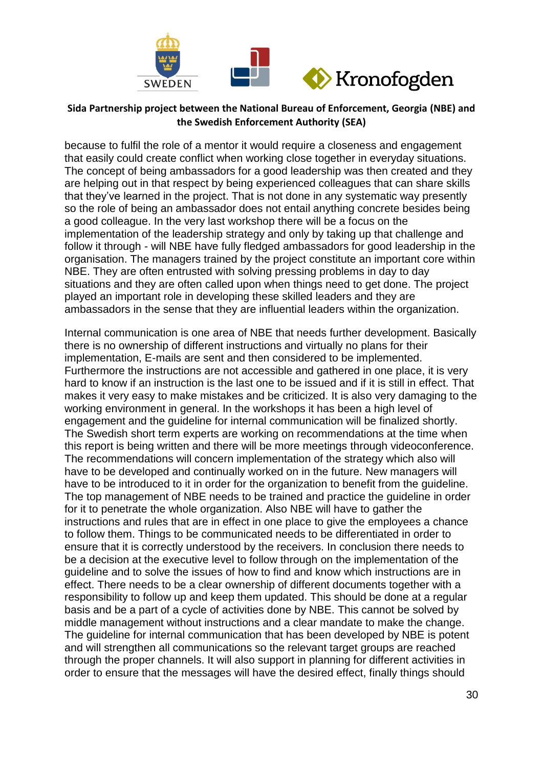because to fulfil the role of a mentor it would require a closeness and engagement that easily could create conflict when working close together in everyday situations. The concept of being ambassadors for a good leadership was then created and they are helping out in that respect by being experienced colleagues that can share skills that they've learned in the project. That is not done in any systematic way presently so the role of being an ambassador does not entail anything concrete besides being a good colleague. In the very last workshop there will be a focus on the implementation of the leadership strategy and only by taking up that challenge and follow it through - will NBE have fully fledged ambassadors for good leadership in the organisation. The managers trained by the project constitute an important core within NBE. They are often entrusted with solving pressing problems in day to day situations and they are often called upon when things need to get done. The project played an important role in developing these skilled leaders and they are ambassadors in the sense that they are influential leaders within the organization.

Internal communication is one area of NBE that needs further development. Basically there is no ownership of different instructions and virtually no plans for their implementation, E-mails are sent and then considered to be implemented. Furthermore the instructions are not accessible and gathered in one place, it is very hard to know if an instruction is the last one to be issued and if it is still in effect. That makes it very easy to make mistakes and be criticized. It is also very damaging to the working environment in general. In the workshops it has been a high level of engagement and the guideline for internal communication will be finalized shortly. The Swedish short term experts are working on recommendations at the time when this report is being written and there will be more meetings through videoconference. The recommendations will concern implementation of the strategy which also will have to be developed and continually worked on in the future. New managers will have to be introduced to it in order for the organization to benefit from the guideline. The top management of NBE needs to be trained and practice the guideline in order for it to penetrate the whole organization. Also NBE will have to gather the instructions and rules that are in effect in one place to give the employees a chance to follow them. Things to be communicated needs to be differentiated in order to ensure that it is correctly understood by the receivers. In conclusion there needs to be a decision at the executive level to follow through on the implementation of the guideline and to solve the issues of how to find and know which instructions are in effect. There needs to be a clear ownership of different documents together with a responsibility to follow up and keep them updated. This should be done at a regular basis and be a part of a cycle of activities done by NBE. This cannot be solved by middle management without instructions and a clear mandate to make the change. The guideline for internal communication that has been developed by NBE is potent and will strengthen all communications so the relevant target groups are reached through the proper channels. It will also support in planning for different activities in order to ensure that the messages will have the desired effect, finally things should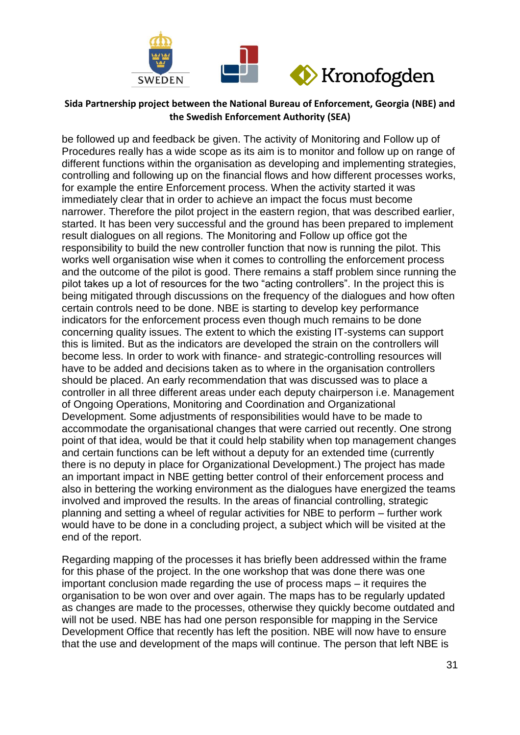be followed up and feedback be given. The activity of Monitoring and Follow up of Procedures really has a wide scope as its aim is to monitor and follow up on range of different functions within the organisation as developing and implementing strategies, controlling and following up on the financial flows and how different processes works, for example the entire Enforcement process. When the activity started it was immediately clear that in order to achieve an impact the focus must become narrower. Therefore the pilot project in the eastern region, that was described earlier, started. It has been very successful and the ground has been prepared to implement result dialogues on all regions. The Monitoring and Follow up office got the responsibility to build the new controller function that now is running the pilot. This works well organisation wise when it comes to controlling the enforcement process and the outcome of the pilot is good. There remains a staff problem since running the pilot takes up a lot of resources for the two "acting controllers". In the project this is being mitigated through discussions on the frequency of the dialogues and how often certain controls need to be done. NBE is starting to develop key performance indicators for the enforcement process even though much remains to be done concerning quality issues. The extent to which the existing IT-systems can support this is limited. But as the indicators are developed the strain on the controllers will become less. In order to work with finance- and strategic-controlling resources will have to be added and decisions taken as to where in the organisation controllers should be placed. An early recommendation that was discussed was to place a controller in all three different areas under each deputy chairperson i.e. Management of Ongoing Operations, Monitoring and Coordination and Organizational Development. Some adjustments of responsibilities would have to be made to accommodate the organisational changes that were carried out recently. One strong point of that idea, would be that it could help stability when top management changes and certain functions can be left without a deputy for an extended time (currently there is no deputy in place for Organizational Development.) The project has made an important impact in NBE getting better control of their enforcement process and also in bettering the working environment as the dialogues have energized the teams involved and improved the results. In the areas of financial controlling, strategic planning and setting a wheel of regular activities for NBE to perform – further work would have to be done in a concluding project, a subject which will be visited at the end of the report.

Regarding mapping of the processes it has briefly been addressed within the frame for this phase of the project. In the one workshop that was done there was one important conclusion made regarding the use of process maps – it requires the organisation to be won over and over again. The maps has to be regularly updated as changes are made to the processes, otherwise they quickly become outdated and will not be used. NBE has had one person responsible for mapping in the Service Development Office that recently has left the position. NBE will now have to ensure that the use and development of the maps will continue. The person that left NBE is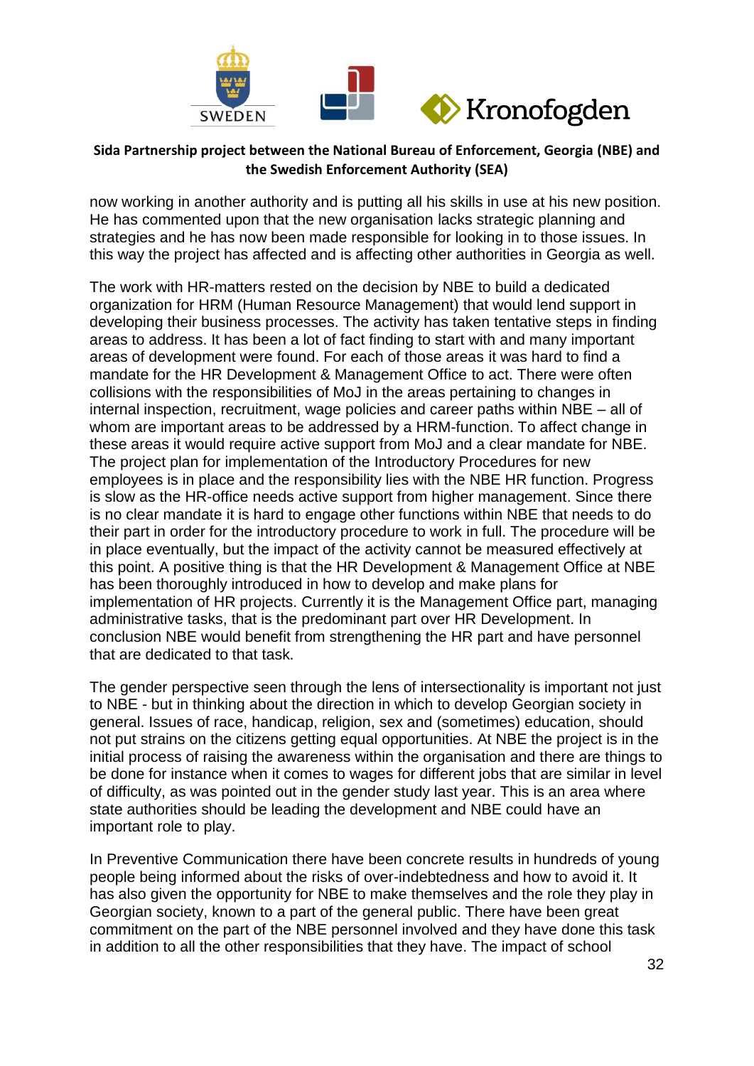now working in another authority and is putting all his skills in use at his new position. He has commented upon that the new organisation lacks strategic planning and strategies and he has now been made responsible for looking in to those issues. In this way the project has affected and is affecting other authorities in Georgia as well.

The work with HR-matters rested on the decision by NBE to build a dedicated organization for HRM (Human Resource Management) that would lend support in developing their business processes. The activity has taken tentative steps in finding areas to address. It has been a lot of fact finding to start with and many important areas of development were found. For each of those areas it was hard to find a mandate for the HR Development & Management Office to act. There were often collisions with the responsibilities of MoJ in the areas pertaining to changes in internal inspection, recruitment, wage policies and career paths within NBE – all of whom are important areas to be addressed by a HRM-function. To affect change in these areas it would require active support from MoJ and a clear mandate for NBE. The project plan for implementation of the Introductory Procedures for new employees is in place and the responsibility lies with the NBE HR function. Progress is slow as the HR-office needs active support from higher management. Since there is no clear mandate it is hard to engage other functions within NBE that needs to do their part in order for the introductory procedure to work in full. The procedure will be in place eventually, but the impact of the activity cannot be measured effectively at this point. A positive thing is that the HR Development & Management Office at NBE has been thoroughly introduced in how to develop and make plans for implementation of HR projects. Currently it is the Management Office part, managing administrative tasks, that is the predominant part over HR Development. In conclusion NBE would benefit from strengthening the HR part and have personnel that are dedicated to that task.

The gender perspective seen through the lens of intersectionality is important not just to NBE - but in thinking about the direction in which to develop Georgian society in general. Issues of race, handicap, religion, sex and (sometimes) education, should not put strains on the citizens getting equal opportunities. At NBE the project is in the initial process of raising the awareness within the organisation and there are things to be done for instance when it comes to wages for different jobs that are similar in level of difficulty, as was pointed out in the gender study last year. This is an area where state authorities should be leading the development and NBE could have an important role to play.

In Preventive Communication there have been concrete results in hundreds of young people being informed about the risks of over-indebtedness and how to avoid it. It has also given the opportunity for NBE to make themselves and the role they play in Georgian society, known to a part of the general public. There have been great commitment on the part of the NBE personnel involved and they have done this task in addition to all the other responsibilities that they have. The impact of school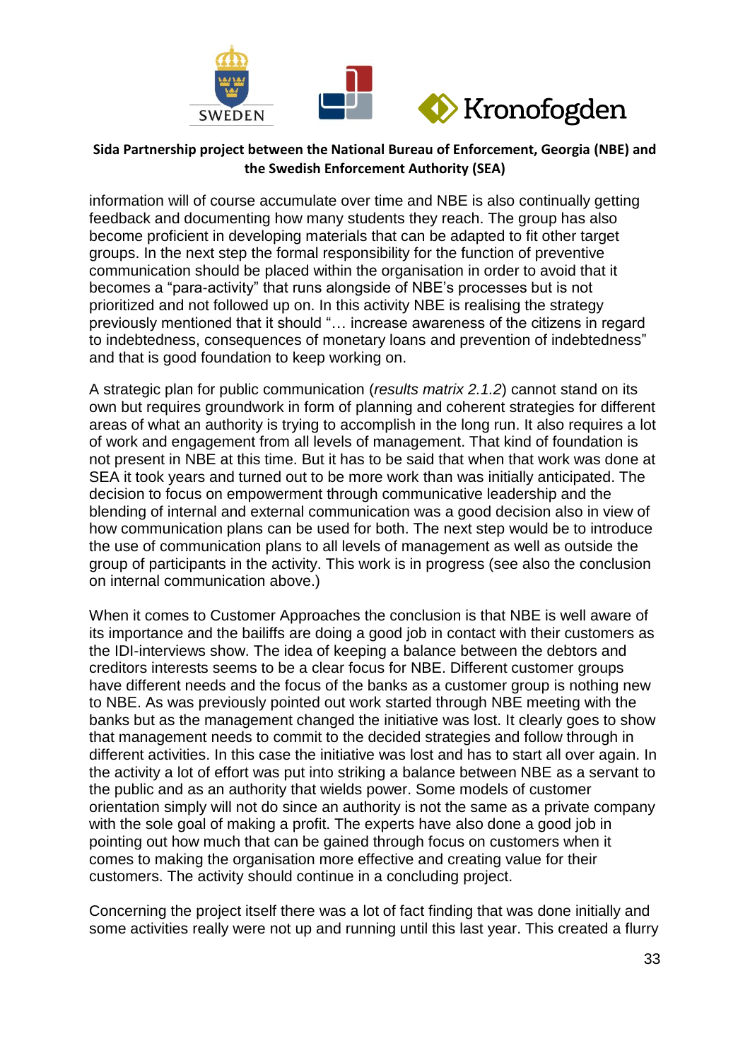information will of course accumulate over time and NBE is also continually getting feedback and documenting how many students they reach. The group has also become proficient in developing materials that can be adapted to fit other target groups. In the next step the formal responsibility for the function of preventive communication should be placed within the organisation in order to avoid that it becomes a "para-activity" that runs alongside of NBE's processes but is not prioritized and not followed up on. In this activity NBE is realising the strategy previously mentioned that it should "… increase awareness of the citizens in regard to indebtedness, consequences of monetary loans and prevention of indebtedness" and that is good foundation to keep working on.

A strategic plan for public communication (*results matrix 2.1.2*) cannot stand on its own but requires groundwork in form of planning and coherent strategies for different areas of what an authority is trying to accomplish in the long run. It also requires a lot of work and engagement from all levels of management. That kind of foundation is not present in NBE at this time. But it has to be said that when that work was done at SEA it took years and turned out to be more work than was initially anticipated. The decision to focus on empowerment through communicative leadership and the blending of internal and external communication was a good decision also in view of how communication plans can be used for both. The next step would be to introduce the use of communication plans to all levels of management as well as outside the group of participants in the activity. This work is in progress (see also the conclusion on internal communication above.)

When it comes to Customer Approaches the conclusion is that NBE is well aware of its importance and the bailiffs are doing a good job in contact with their customers as the IDI-interviews show. The idea of keeping a balance between the debtors and creditors interests seems to be a clear focus for NBE. Different customer groups have different needs and the focus of the banks as a customer group is nothing new to NBE. As was previously pointed out work started through NBE meeting with the banks but as the management changed the initiative was lost. It clearly goes to show that management needs to commit to the decided strategies and follow through in different activities. In this case the initiative was lost and has to start all over again. In the activity a lot of effort was put into striking a balance between NBE as a servant to the public and as an authority that wields power. Some models of customer orientation simply will not do since an authority is not the same as a private company with the sole goal of making a profit. The experts have also done a good job in pointing out how much that can be gained through focus on customers when it comes to making the organisation more effective and creating value for their customers. The activity should continue in a concluding project.

Concerning the project itself there was a lot of fact finding that was done initially and some activities really were not up and running until this last year. This created a flurry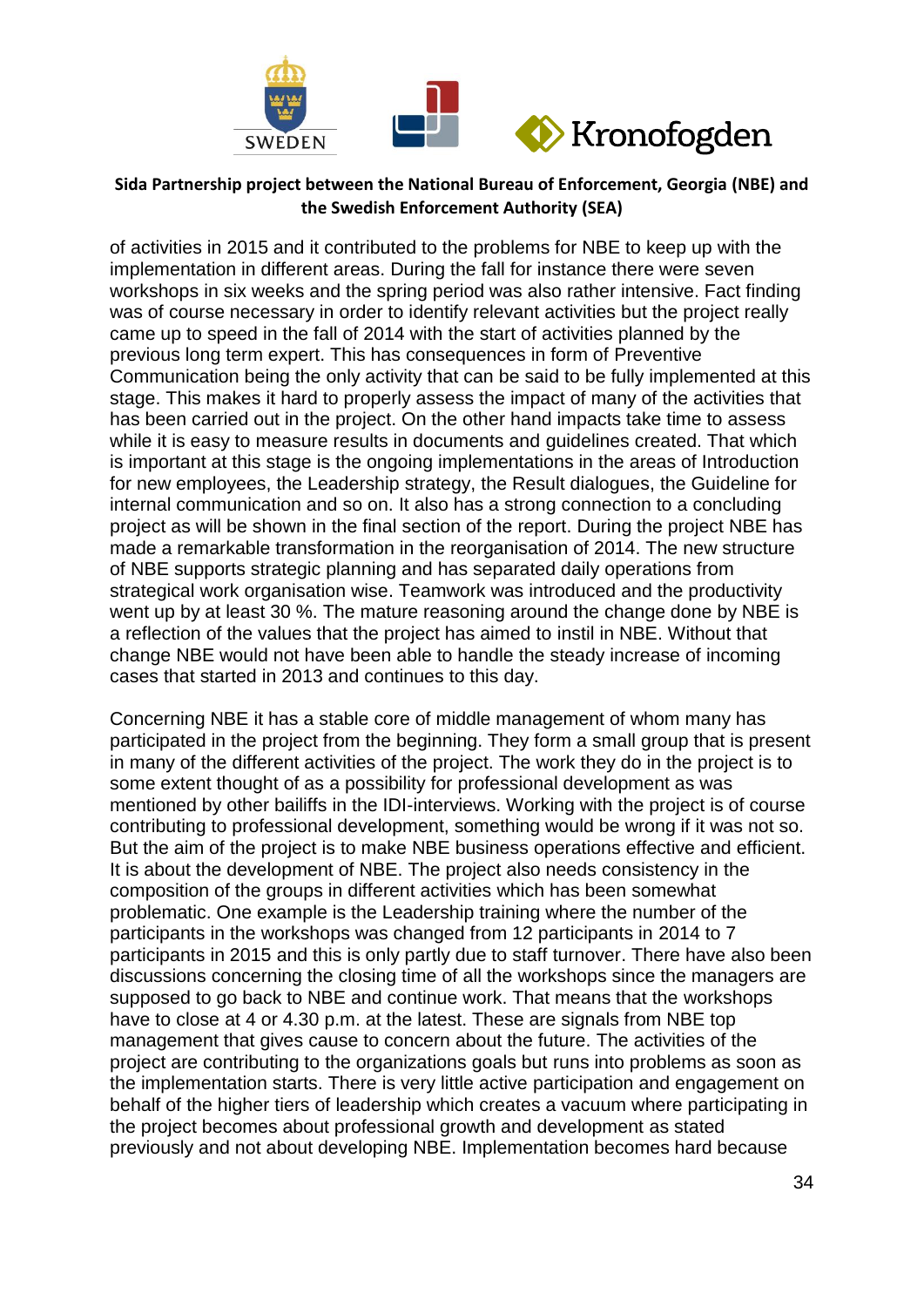of activities in 2015 and it contributed to the problems for NBE to keep up with the implementation in different areas. During the fall for instance there were seven workshops in six weeks and the spring period was also rather intensive. Fact finding was of course necessary in order to identify relevant activities but the project really came up to speed in the fall of 2014 with the start of activities planned by the previous long term expert. This has consequences in form of Preventive Communication being the only activity that can be said to be fully implemented at this stage. This makes it hard to properly assess the impact of many of the activities that has been carried out in the project. On the other hand impacts take time to assess while it is easy to measure results in documents and guidelines created. That which is important at this stage is the ongoing implementations in the areas of Introduction for new employees, the Leadership strategy, the Result dialogues, the Guideline for internal communication and so on. It also has a strong connection to a concluding project as will be shown in the final section of the report. During the project NBE has made a remarkable transformation in the reorganisation of 2014. The new structure of NBE supports strategic planning and has separated daily operations from strategical work organisation wise. Teamwork was introduced and the productivity went up by at least 30 %. The mature reasoning around the change done by NBE is a reflection of the values that the project has aimed to instil in NBE. Without that change NBE would not have been able to handle the steady increase of incoming cases that started in 2013 and continues to this day.

Concerning NBE it has a stable core of middle management of whom many has participated in the project from the beginning. They form a small group that is present in many of the different activities of the project. The work they do in the project is to some extent thought of as a possibility for professional development as was mentioned by other bailiffs in the IDI-interviews. Working with the project is of course contributing to professional development, something would be wrong if it was not so. But the aim of the project is to make NBE business operations effective and efficient. It is about the development of NBE. The project also needs consistency in the composition of the groups in different activities which has been somewhat problematic. One example is the Leadership training where the number of the participants in the workshops was changed from 12 participants in 2014 to 7 participants in 2015 and this is only partly due to staff turnover. There have also been discussions concerning the closing time of all the workshops since the managers are supposed to go back to NBE and continue work. That means that the workshops have to close at 4 or 4.30 p.m. at the latest. These are signals from NBE top management that gives cause to concern about the future. The activities of the project are contributing to the organizations goals but runs into problems as soon as the implementation starts. There is very little active participation and engagement on behalf of the higher tiers of leadership which creates a vacuum where participating in the project becomes about professional growth and development as stated previously and not about developing NBE. Implementation becomes hard because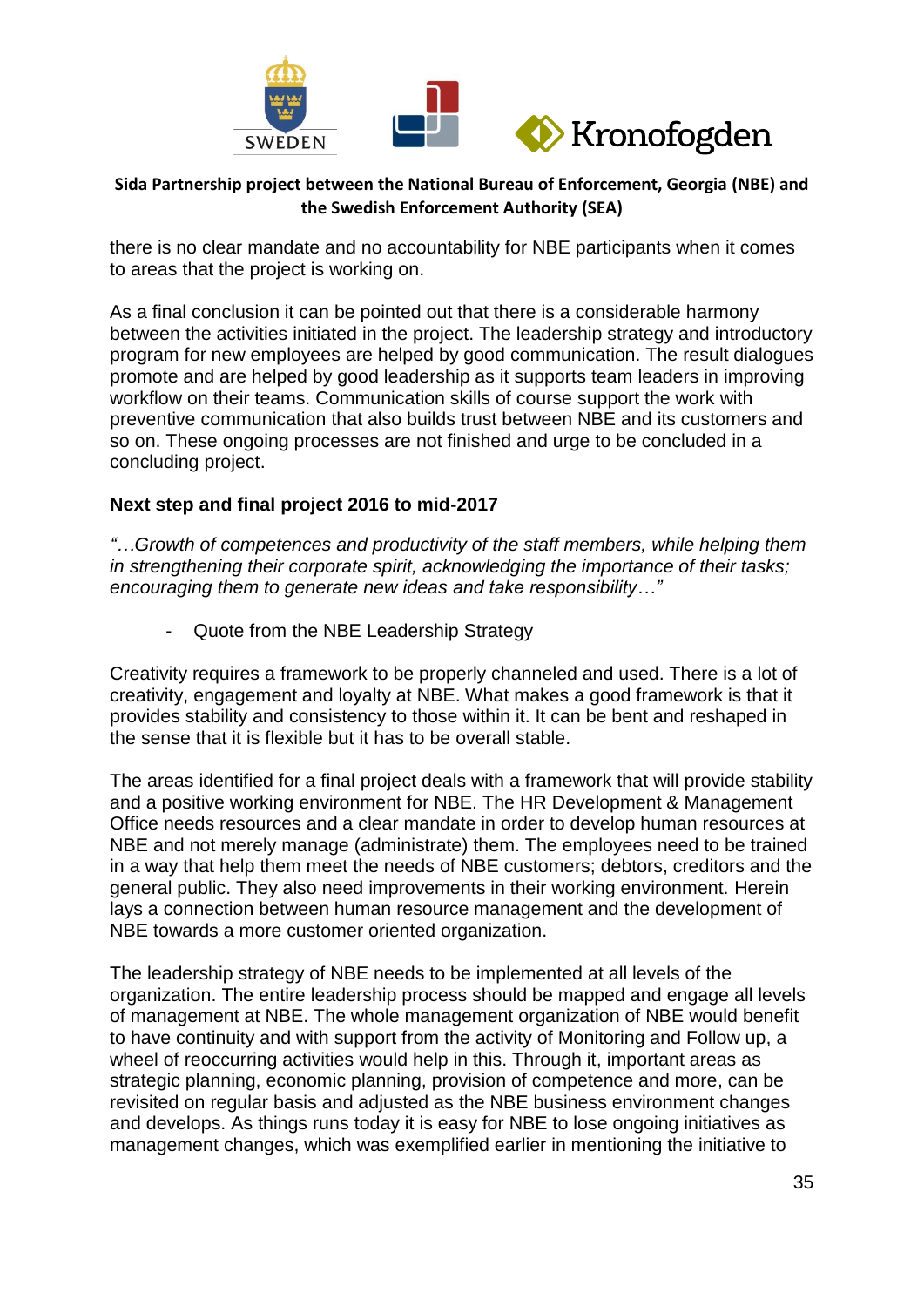there is no clear mandate and no accountability for NBE participants when it comes to areas that the project is working on.

As a final conclusion it can be pointed out that there is a considerable harmony between the activities initiated in the project. The leadership strategy and introductory program for new employees are helped by good communication. The result dialogues promote and are helped by good leadership as it supports team leaders in improving workflow on their teams. Communication skills of course support the work with preventive communication that also builds trust between NBE and its customers and so on. These ongoing processes are not finished and urge to be concluded in a concluding project.

**Next step and final project 2016 to mid-2017**

*"…Growth of competences and productivity of the staff members, while helping them in strengthening their corporate spirit, acknowledging the importance of their tasks; encouraging them to generate new ideas and take responsibility…"*

- Quote from the NBE Leadership Strategy

Creativity requires a framework to be properly channeled and used. There is a lot of creativity, engagement and loyalty at NBE. What makes a good framework is that it provides stability and consistency to those within it. It can be bent and reshaped in the sense that it is flexible but it has to be overall stable.

The areas identified for a final project deals with a framework that will provide stability and a positive working environment for NBE. The HR Development & Management Office needs resources and a clear mandate in order to develop human resources at NBE and not merely manage (administrate) them. The employees need to be trained in a way that help them meet the needs of NBE customers; debtors, creditors and the general public. They also need improvements in their working environment. Herein lays a connection between human resource management and the development of NBE towards a more customer oriented organization.

The leadership strategy of NBE needs to be implemented at all levels of the organization. The entire leadership process should be mapped and engage all levels of management at NBE. The whole management organization of NBE would benefit to have continuity and with support from the activity of Monitoring and Follow up, a wheel of reoccurring activities would help in this. Through it, important areas as strategic planning, economic planning, provision of competence and more, can be revisited on regular basis and adjusted as the NBE business environment changes and develops. As things runs today it is easy for NBE to lose ongoing initiatives as management changes, which was exemplified earlier in mentioning the initiative to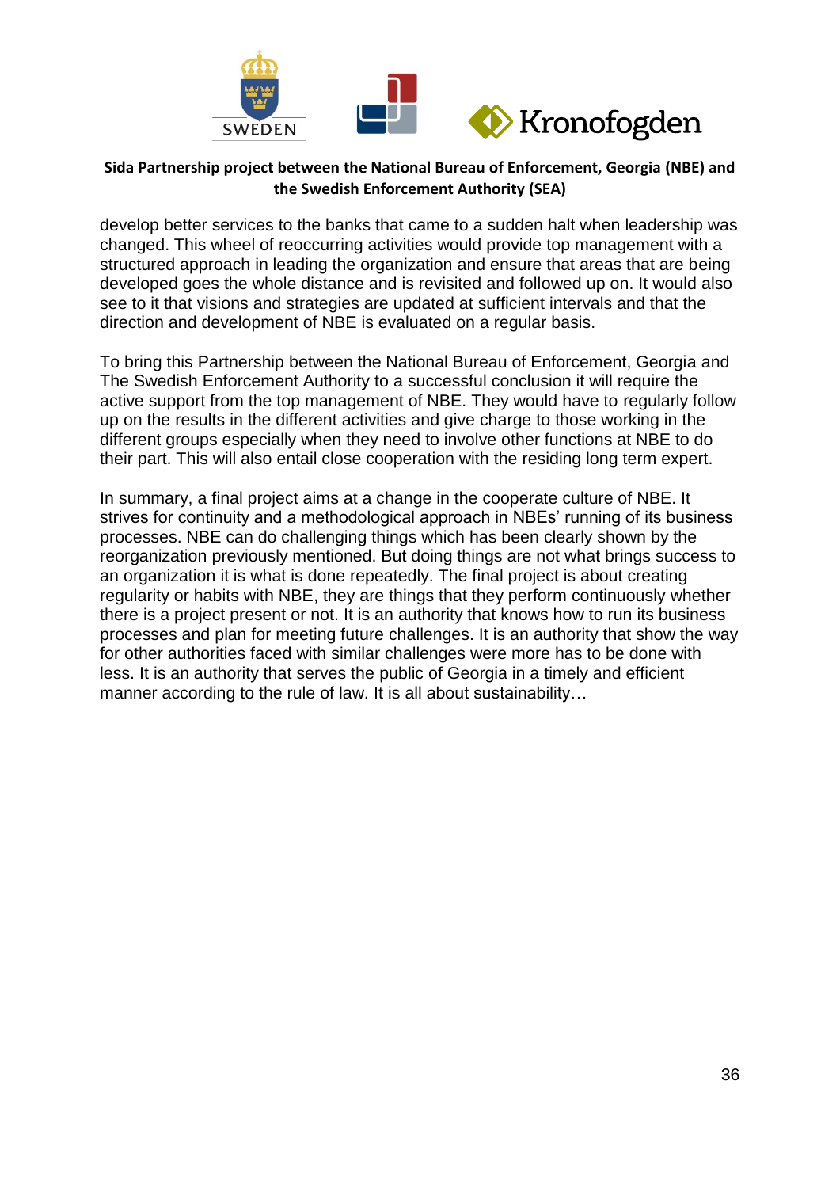develop better services to the banks that came to a sudden halt when leadership was changed. This wheel of reoccurring activities would provide top management with a structured approach in leading the organization and ensure that areas that are being developed goes the whole distance and is revisited and followed up on. It would also see to it that visions and strategies are updated at sufficient intervals and that the direction and development of NBE is evaluated on a regular basis.

To bring this Partnership between the National Bureau of Enforcement, Georgia and The Swedish Enforcement Authority to a successful conclusion it will require the active support from the top management of NBE. They would have to regularly follow up on the results in the different activities and give charge to those working in the different groups especially when they need to involve other functions at NBE to do their part. This will also entail close cooperation with the residing long term expert.

In summary, a final project aims at a change in the cooperate culture of NBE. It strives for continuity and a methodological approach in NBEs' running of its business processes. NBE can do challenging things which has been clearly shown by the reorganization previously mentioned. But doing things are not what brings success to an organization it is what is done repeatedly. The final project is about creating regularity or habits with NBE, they are things that they perform continuously whether there is a project present or not. It is an authority that knows how to run its business processes and plan for meeting future challenges. It is an authority that show the way for other authorities faced with similar challenges were more has to be done with less. It is an authority that serves the public of Georgia in a timely and efficient manner according to the rule of law. It is all about sustainability…